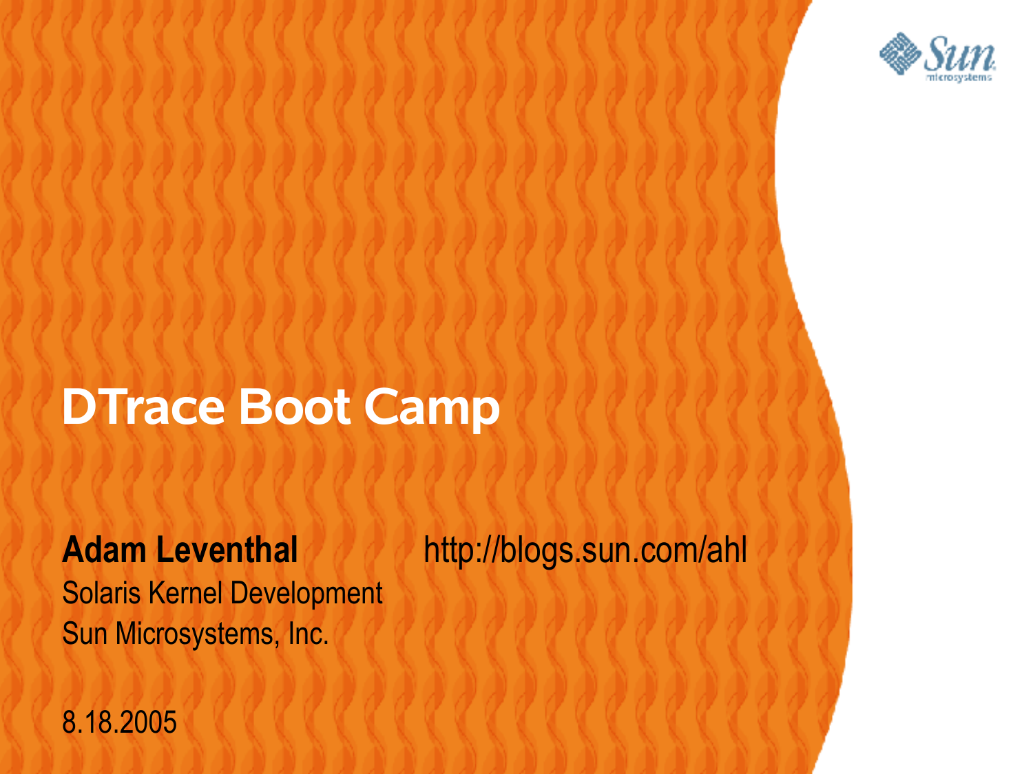# DTrace Boot Camp

**Adam Leventhal**
Solaris Kernel Development
Sun Microsystems, Inc.

http://blogs.sun.com/ahl

8.18.2005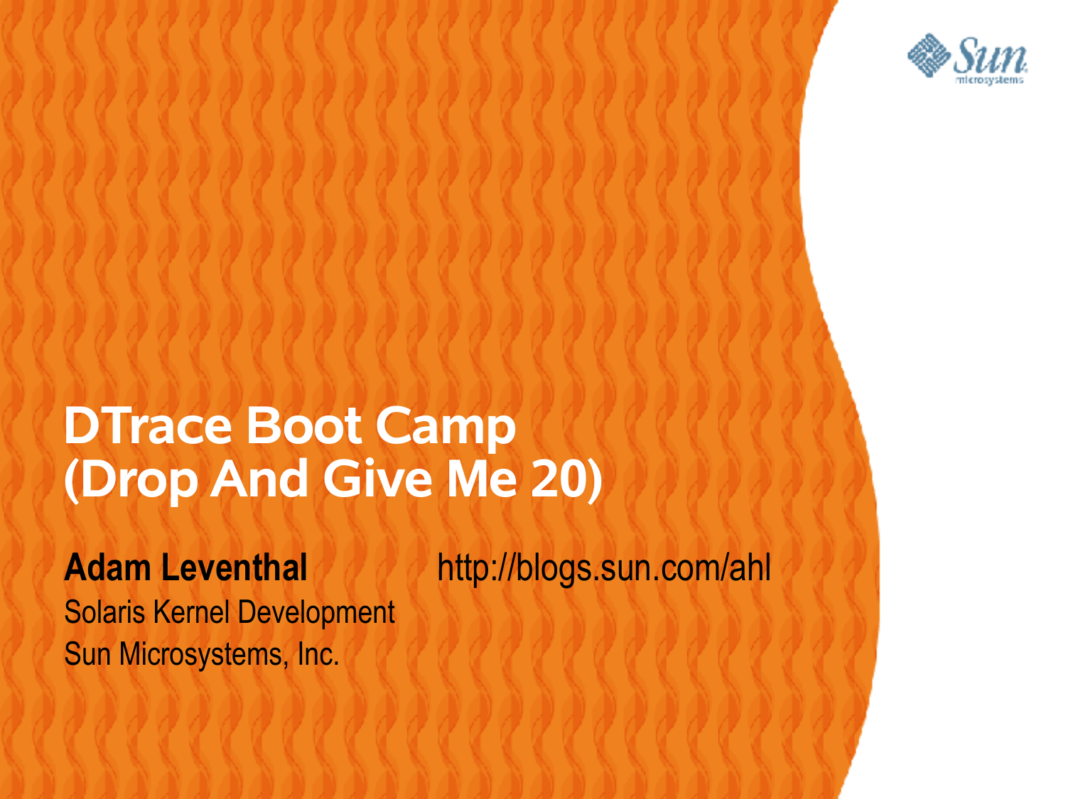# DTrace Boot Camp (Drop And Give Me 20)

**Adam Leventhal**
Solaris Kernel Development
Sun Microsystems, Inc.

http://blogs.sun.com/ahl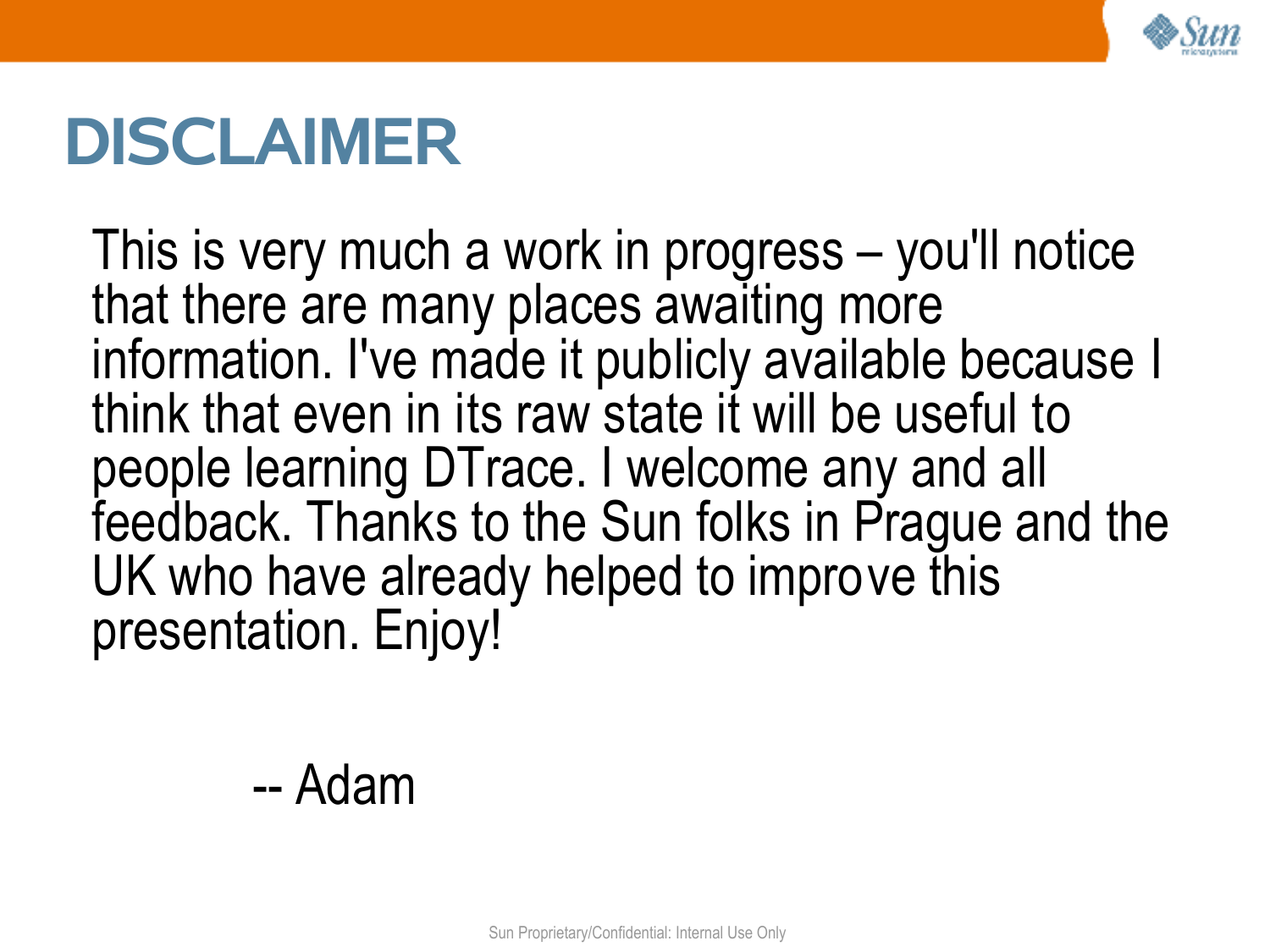# DISCLAIMER

This is very much a work in progress – you'll notice that there are many places awaiting more information. I've made it publicly available because I think that even in its raw state it will be useful to people learning DTrace. I welcome any and all feedback. Thanks to the Sun folks in Prague and the UK who have already helped to improve this presentation. Enjoy!

-- Adam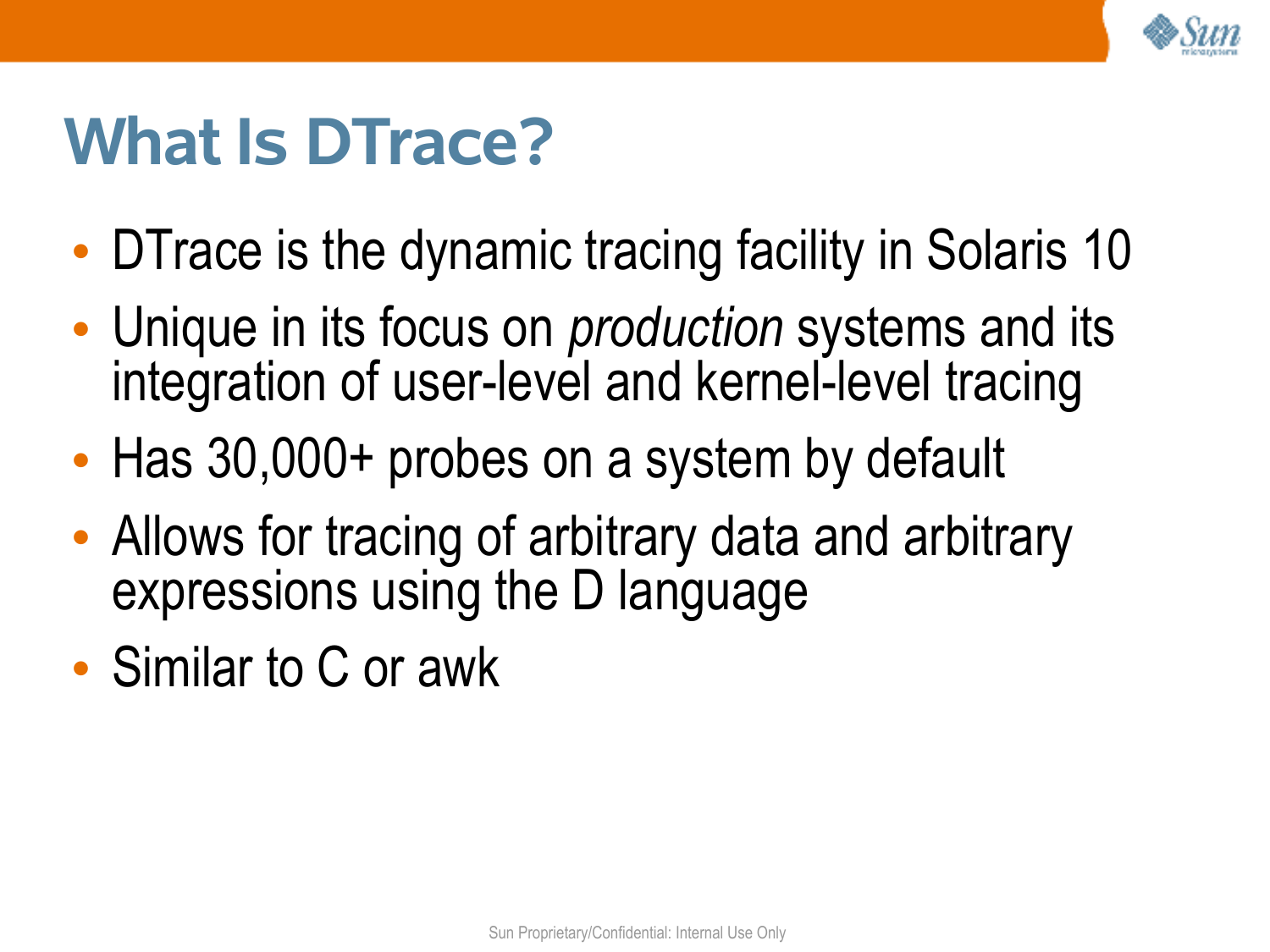# What Is DTrace?

- DTrace is the dynamic tracing facility in Solaris 10
- Unique in its focus on *production* systems and its integration of user-level and kernel-level tracing
- Has 30,000+ probes on a system by default
- Allows for tracing of arbitrary data and arbitrary expressions using the D language
- Similar to C or awk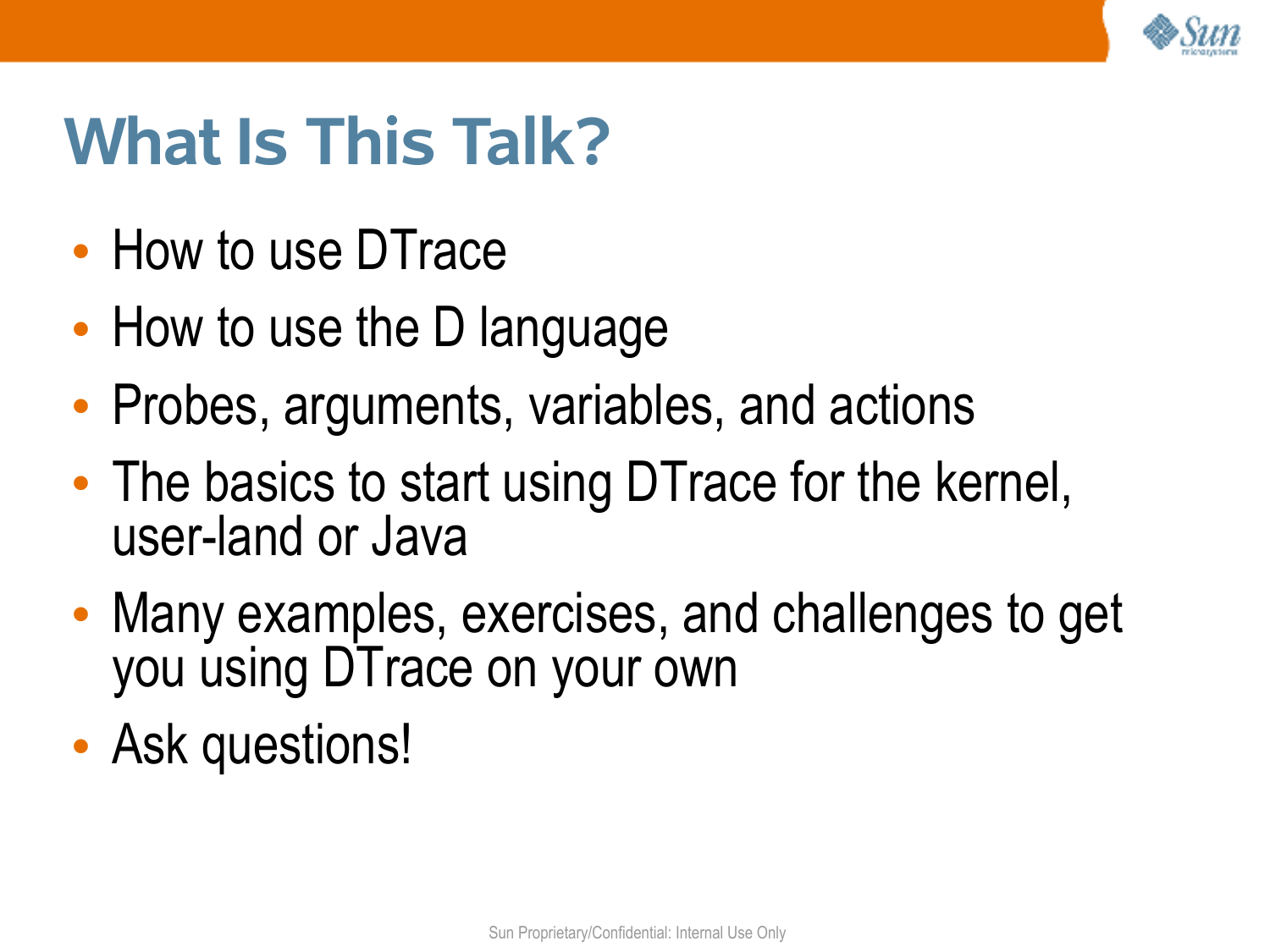# What Is This Talk?

- How to use DTrace
- How to use the D language
- Probes, arguments, variables, and actions
- The basics to start using DTrace for the kernel, user-land or Java
- Many examples, exercises, and challenges to get you using DTrace on your own
- Ask questions!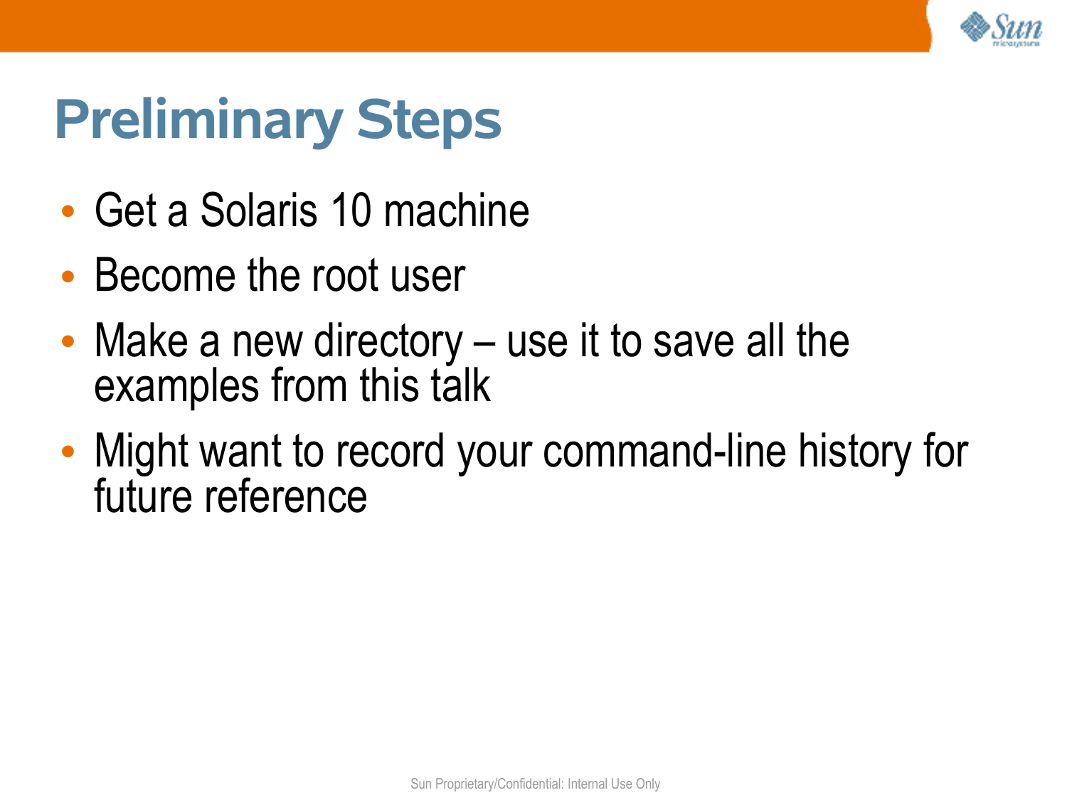# Preliminary Steps

- Get a Solaris 10 machine
- Become the root user
- Make a new directory – use it to save all the examples from this talk
- Might want to record your command-line history for future reference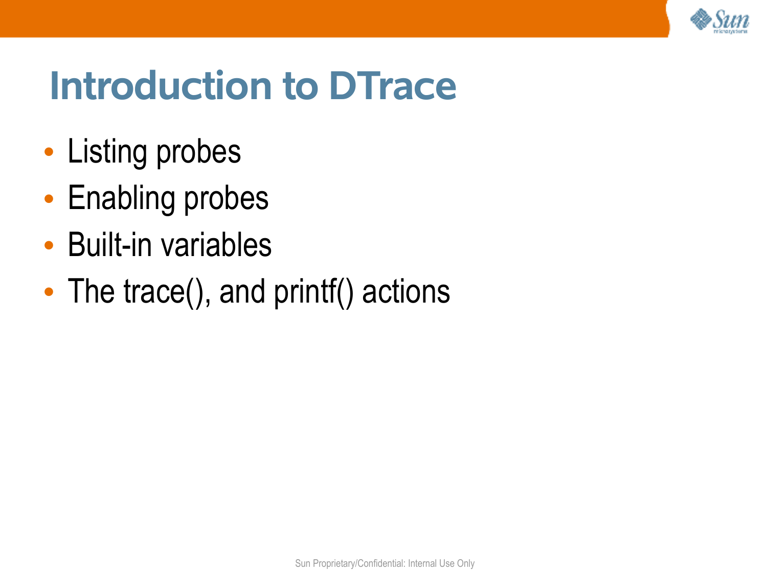# Introduction to DTrace

- Listing probes
- Enabling probes
- Built-in variables
- The trace(), and printf() actions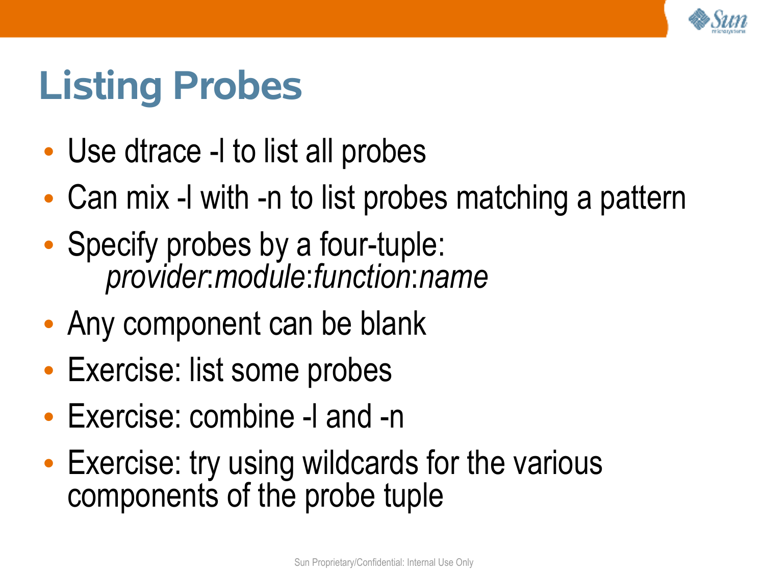# Listing Probes

- Use dtrace -l to list all probes
- Can mix -l with -n to list probes matching a pattern
- Specify probes by a four-tuple:
  *provider*:*module*:*function*:*name*
- Any component can be blank
- Exercise: list some probes
- Exercise: combine -l and -n
- Exercise: try using wildcards for the various components of the probe tuple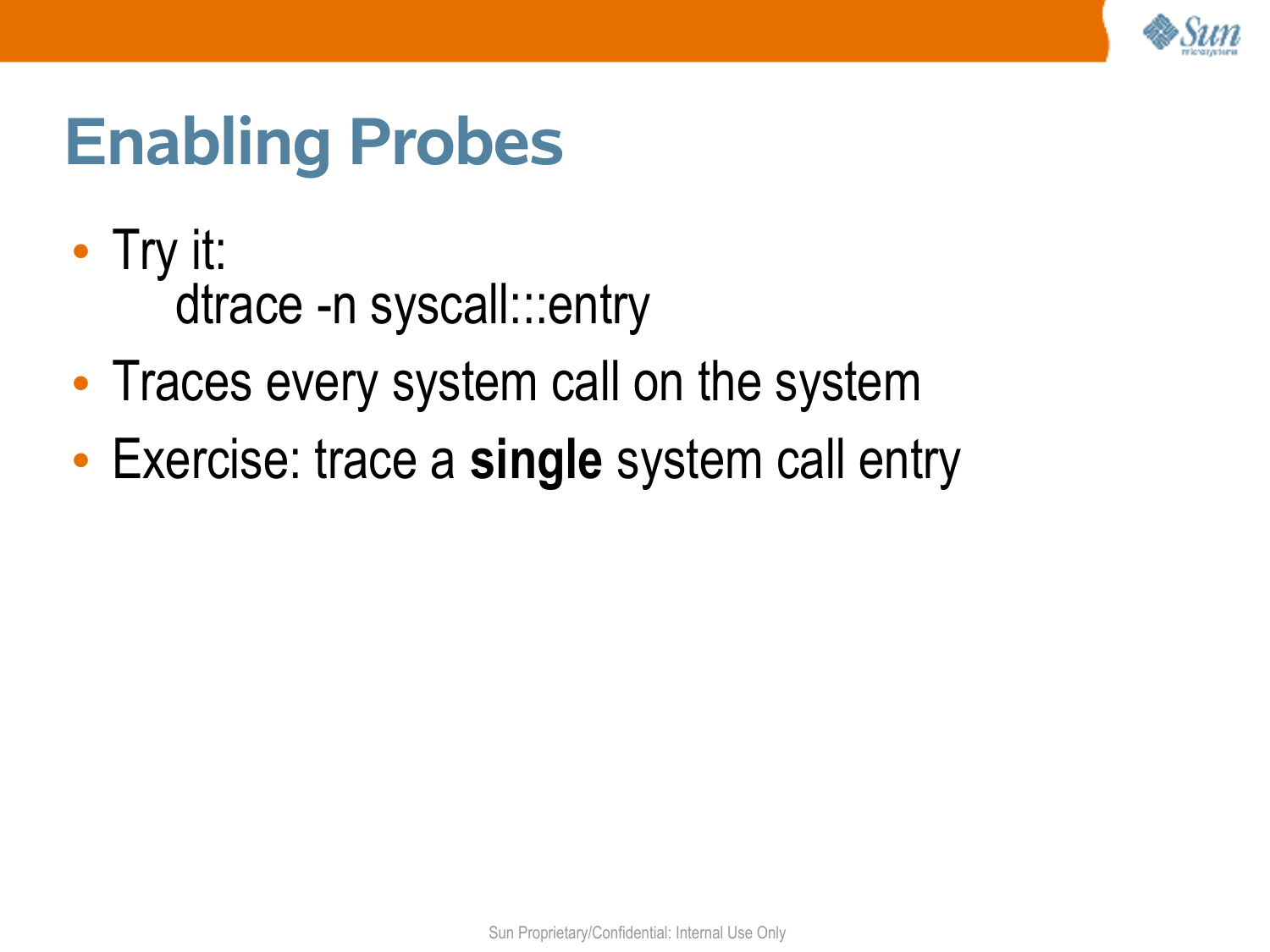# Enabling Probes

- Try it:
```
dtrace -n syscall:::entry
```
- Traces every system call on the system
- Exercise: trace a **single** system call entry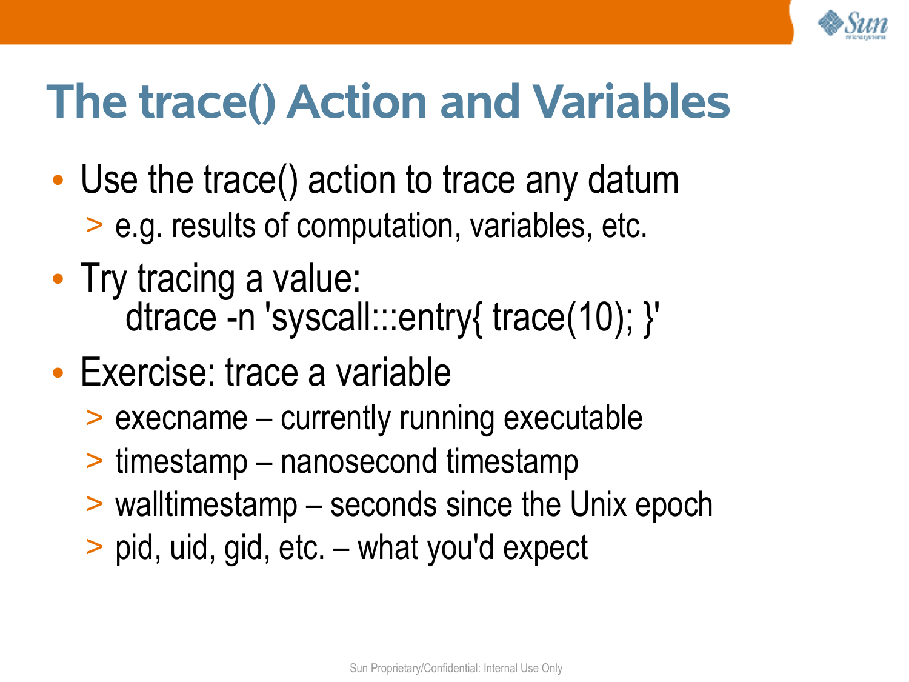# The trace() Action and Variables

- Use the trace() action to trace any datum
  - e.g. results of computation, variables, etc.
- Try tracing a value:

```
dtrace -n 'syscall:::entry{ trace(10); }'
```

- Exercise: trace a variable
  - execname – currently running executable
  - timestamp – nanosecond timestamp
  - walltimestamp – seconds since the Unix epoch
  - pid, uid, gid, etc. – what you'd expect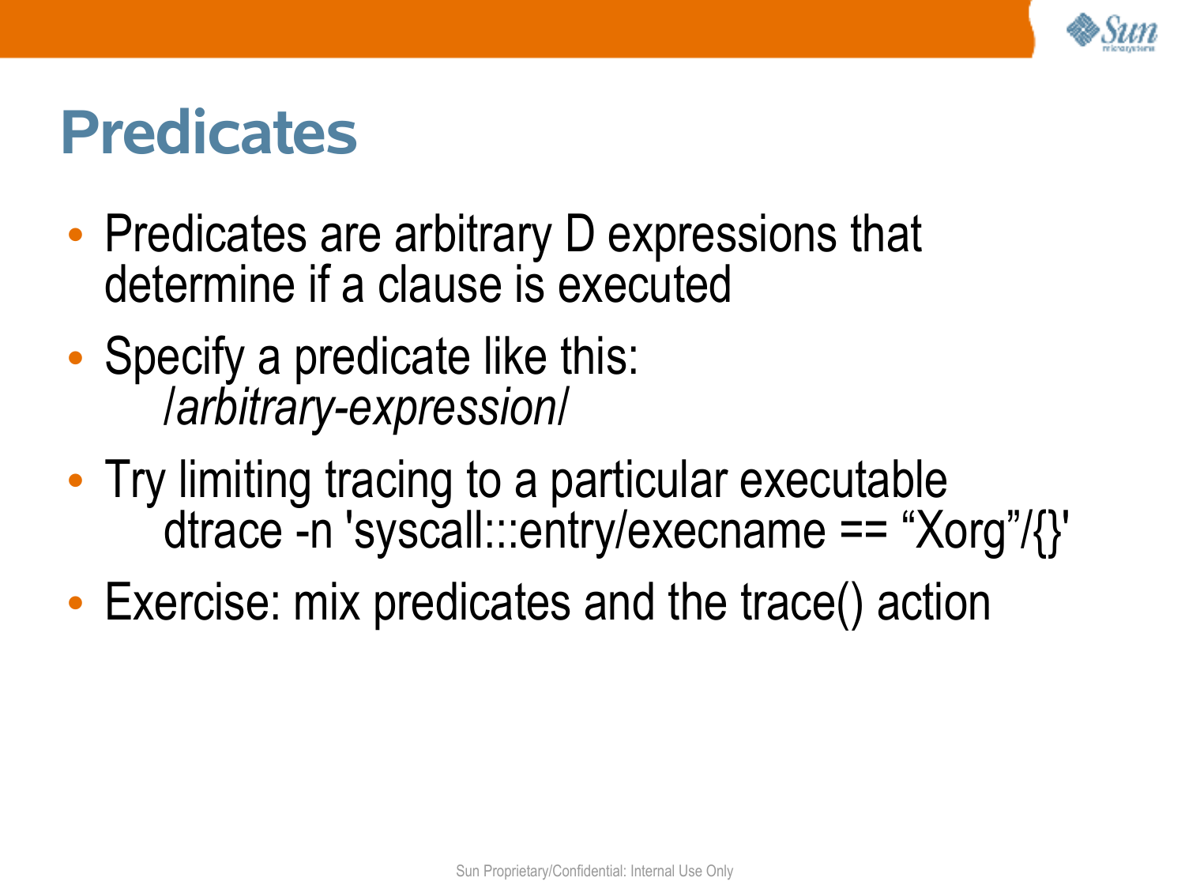# Predicates

- Predicates are arbitrary D expressions that determine if a clause is executed
- Specify a predicate like this:
  */arbitrary-expression/*
- Try limiting tracing to a particular executable
  ```
  dtrace -n 'syscall:::entry/execname == "Xorg"/{}'
  ```
- Exercise: mix predicates and the trace() action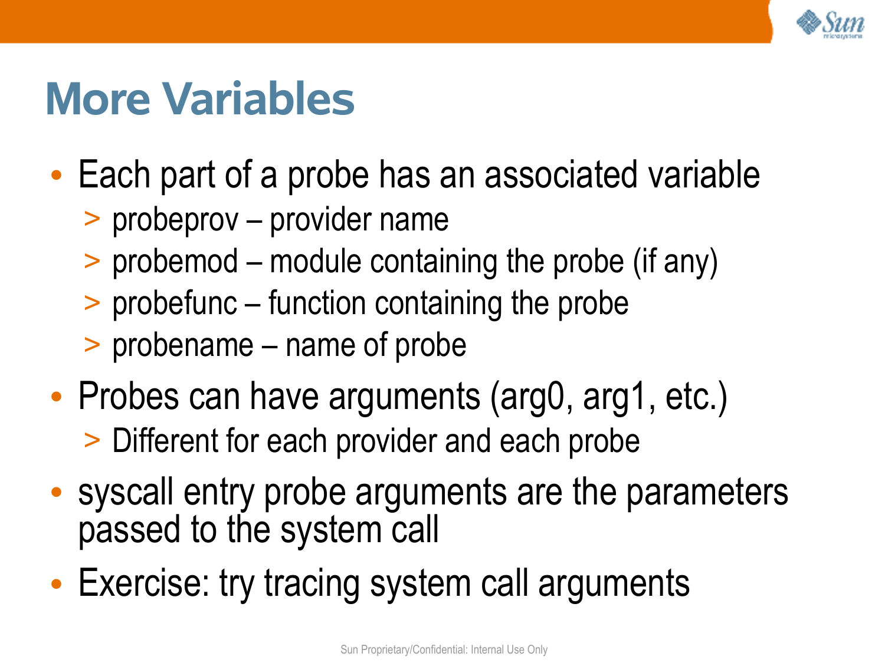# More Variables

- Each part of a probe has an associated variable
  - probeprov – provider name
  - probemod – module containing the probe (if any)
  - probefunc – function containing the probe
  - probename – name of probe
- Probes can have arguments (arg0, arg1, etc.)
  - Different for each provider and each probe
- syscall entry probe arguments are the parameters passed to the system call
- Exercise: try tracing system call arguments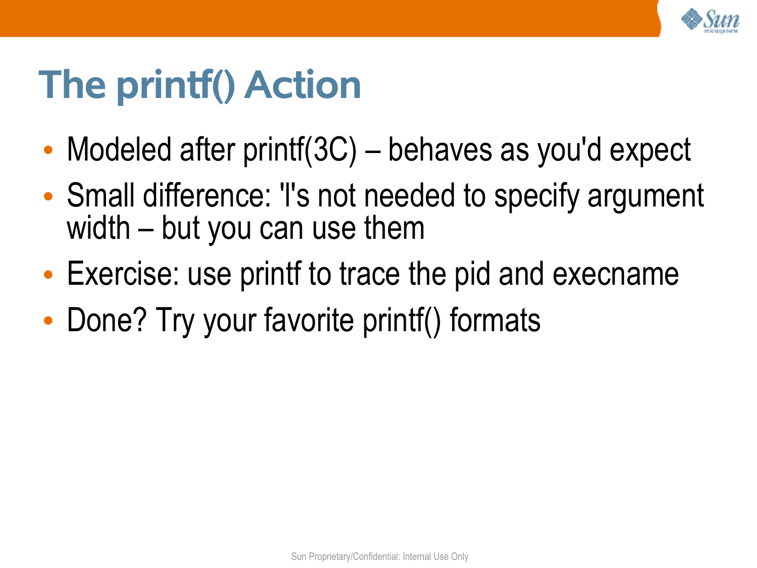# The printf() Action

- Modeled after printf(3C) – behaves as you'd expect
- Small difference: 'l's not needed to specify argument width – but you can use them
- Exercise: use printf to trace the pid and execname
- Done? Try your favorite printf() formats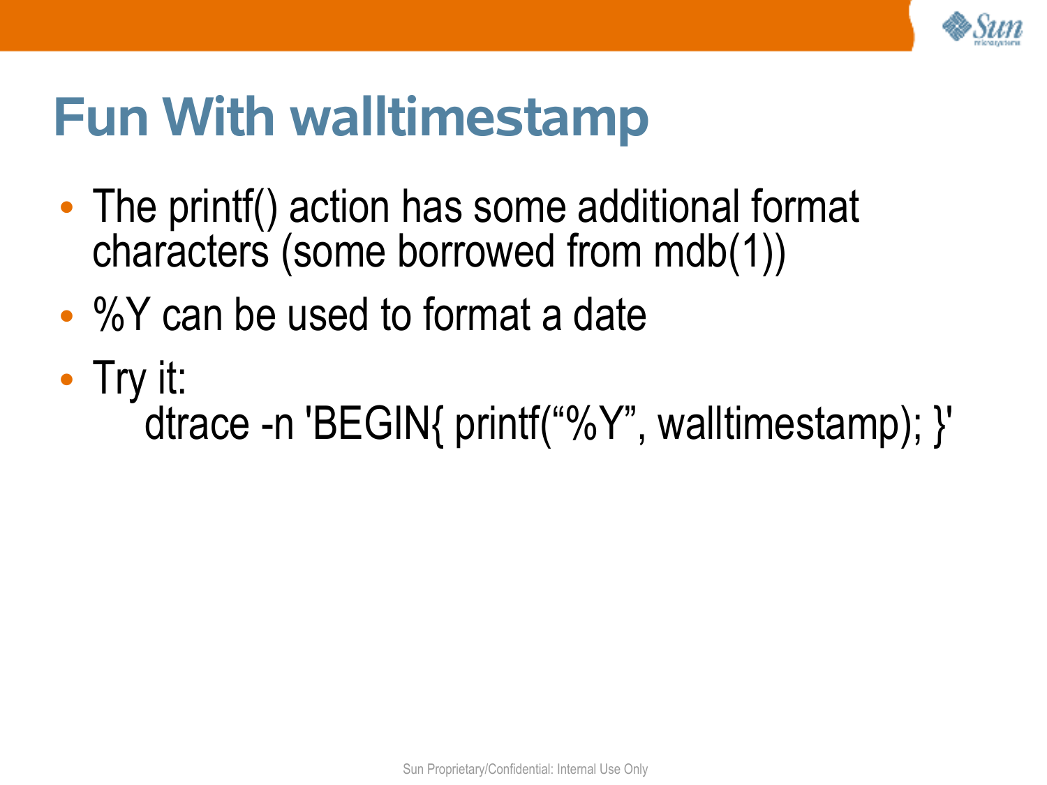# Fun With walltimestamp

- The printf() action has some additional format characters (some borrowed from mdb(1))
- %Y can be used to format a date
- Try it:

```
dtrace -n 'BEGIN{ printf("%Y", walltimestamp); }'
```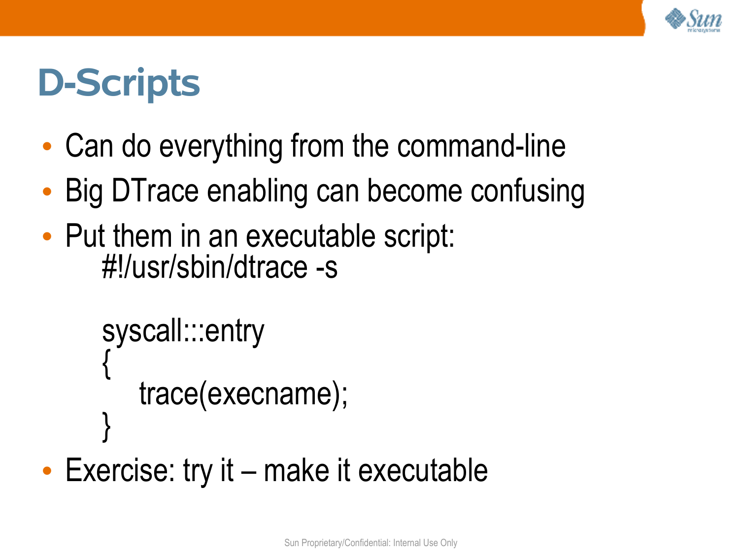# D-Scripts

- Can do everything from the command-line
- Big DTrace enabling can become confusing
- Put them in an executable script:

```
#!/usr/sbin/dtrace -s

syscall:::entry
{
    trace(execname);
}
```

- Exercise: try it – make it executable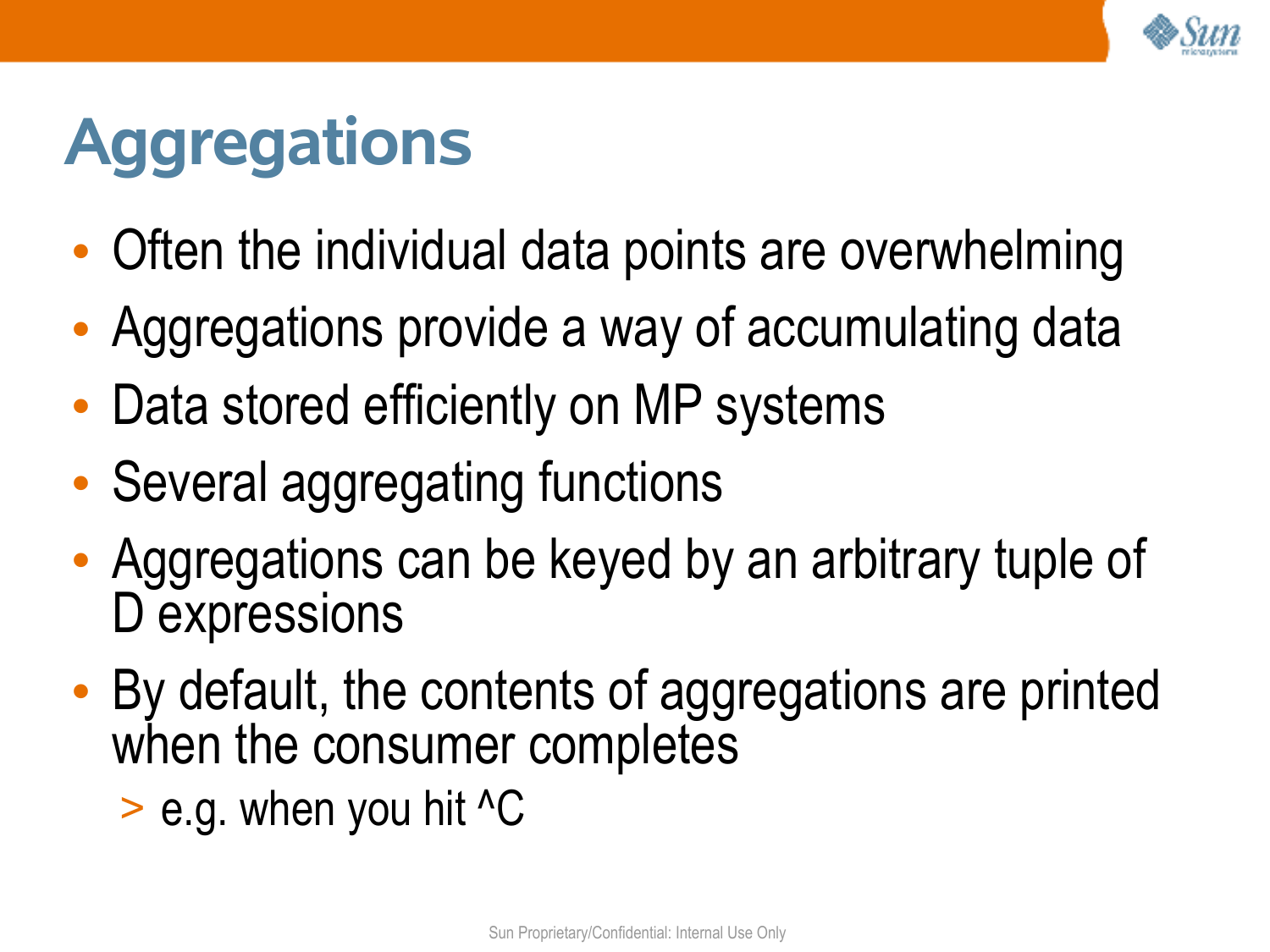# Aggregations

- Often the individual data points are overwhelming
- Aggregations provide a way of accumulating data
- Data stored efficiently on MP systems
- Several aggregating functions
- Aggregations can be keyed by an arbitrary tuple of D expressions
- By default, the contents of aggregations are printed when the consumer completes
  - e.g. when you hit ^C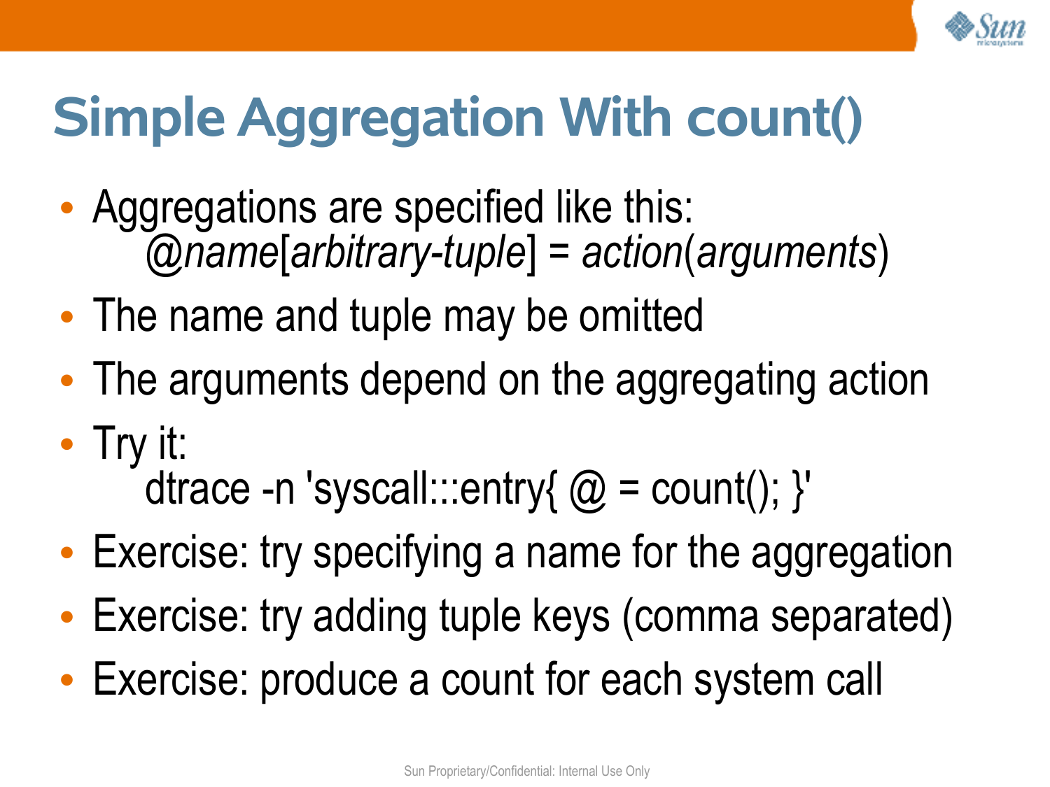# Simple Aggregation With count()

- Aggregations are specified like this:
  *@name*[*arbitrary-tuple*] = *action*(*arguments*)
- The name and tuple may be omitted
- The arguments depend on the aggregating action
- Try it:
  ```
  dtrace -n 'syscall:::entry{ @ = count(); }'
  ```
- Exercise: try specifying a name for the aggregation
- Exercise: try adding tuple keys (comma separated)
- Exercise: produce a count for each system call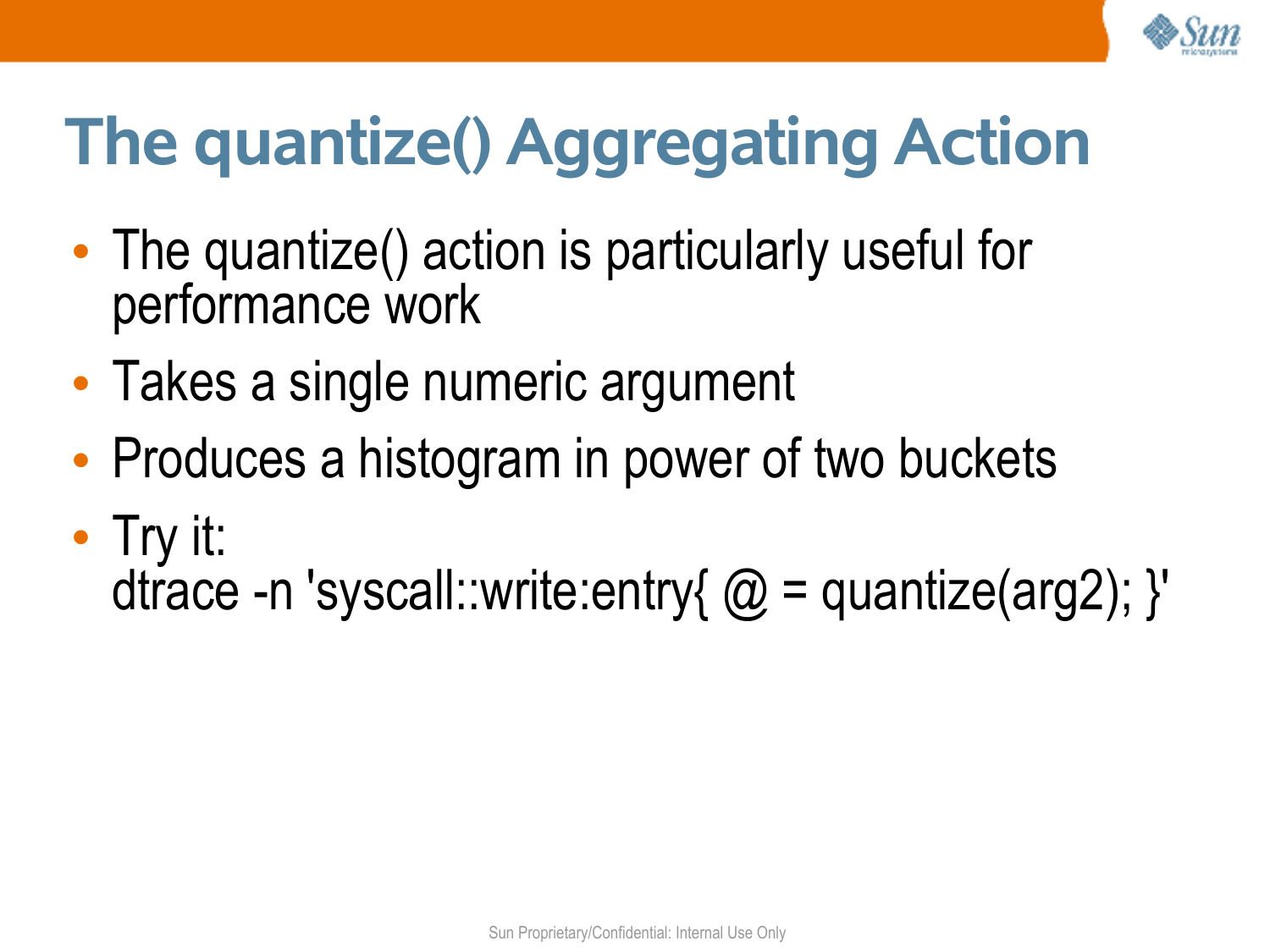# The quantize() Aggregating Action

- The quantize() action is particularly useful for performance work
- Takes a single numeric argument
- Produces a histogram in power of two buckets
- Try it:

```
dtrace -n 'syscall::write:entry{ @ = quantize(arg2); }'
```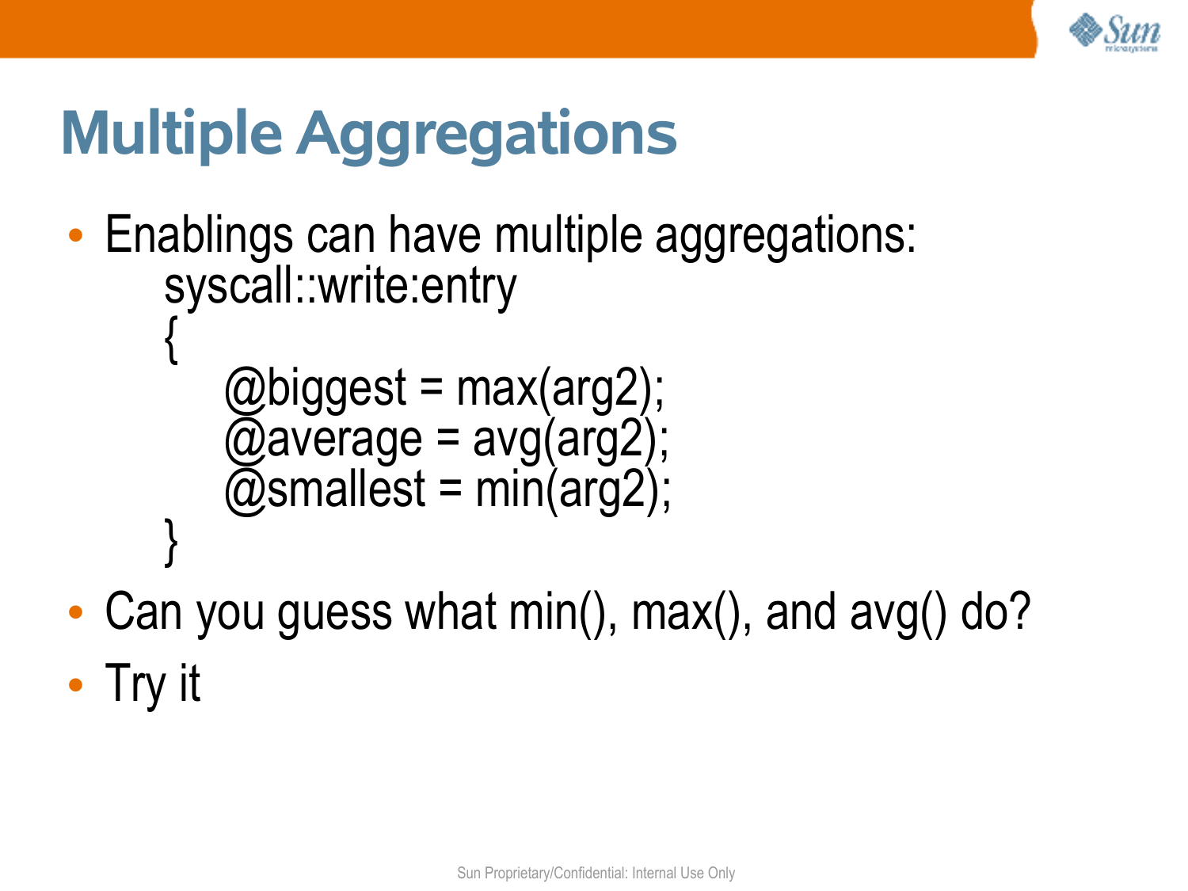# Multiple Aggregations

- Enablings can have multiple aggregations:

```
syscall::write:entry
{
    @biggest = max(arg2);
    @average = avg(arg2);
    @smallest = min(arg2);
}
```

- Can you guess what min(), max(), and avg() do?
- Try it

Sun Proprietary/Confidential: Internal Use Only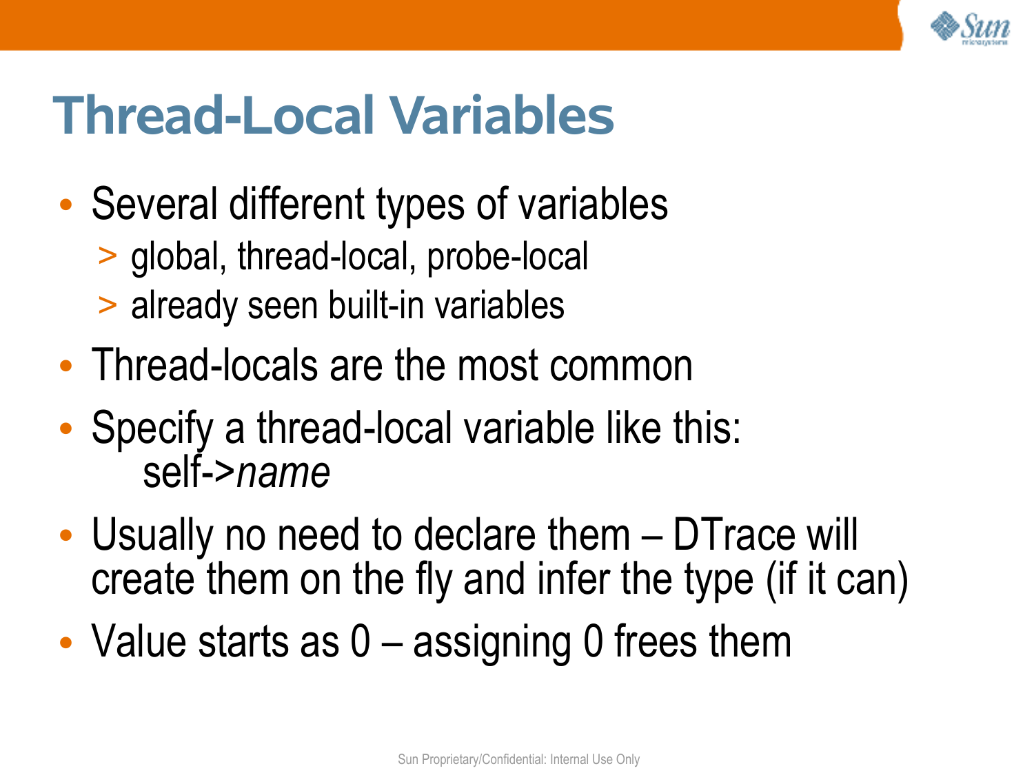# Thread-Local Variables

- Several different types of variables
  - global, thread-local, probe-local
  - already seen built-in variables
- Thread-locals are the most common
- Specify a thread-local variable like this:
  self->*name*
- Usually no need to declare them – DTrace will create them on the fly and infer the type (if it can)
- Value starts as 0 – assigning 0 frees them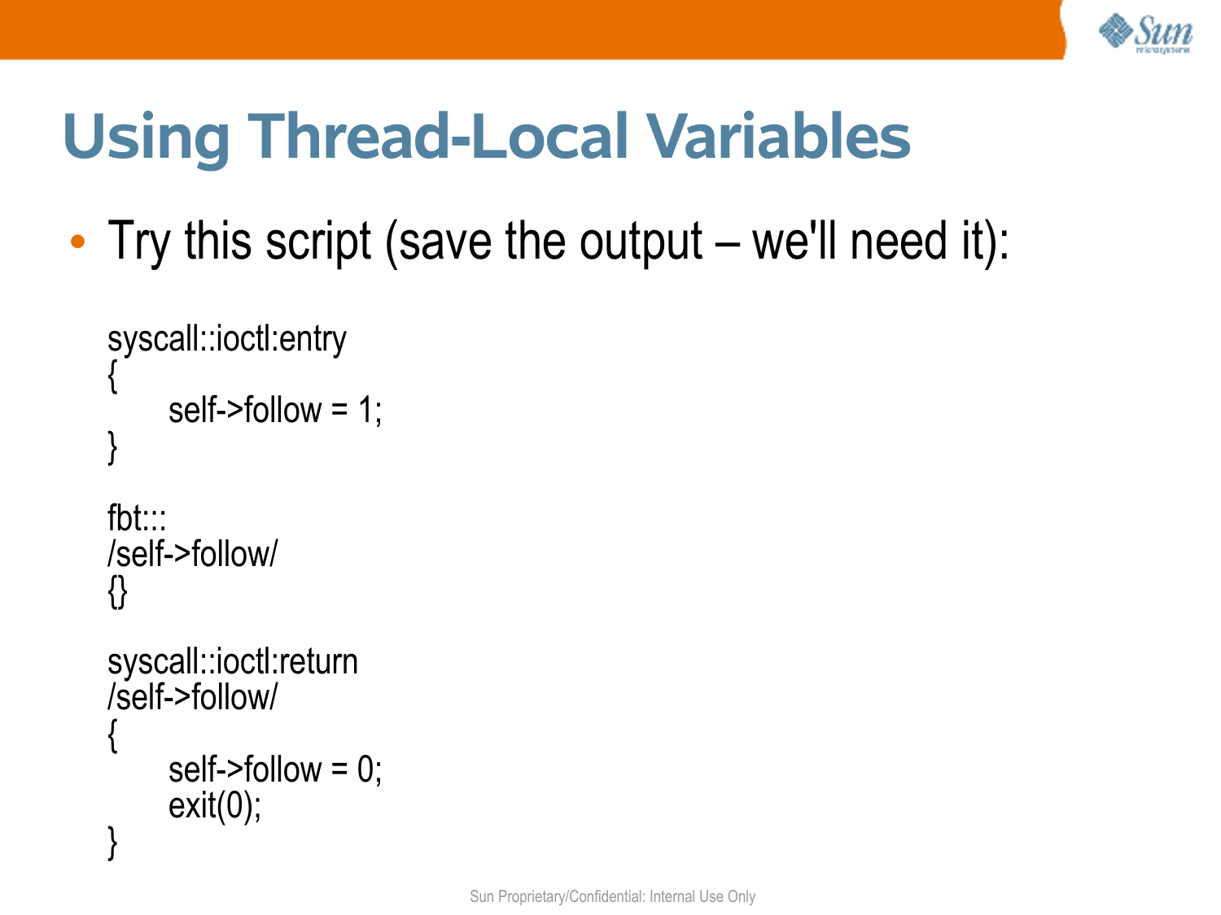# Using Thread-Local Variables

- Try this script (save the output – we'll need it):

```
syscall::ioctl:entry
{
        self->follow = 1;
}

fbt:::
/self->follow/
{}

syscall::ioctl:return
/self->follow/
{
        self->follow = 0;
        exit(0);
}
```

Sun Proprietary/Confidential: Internal Use Only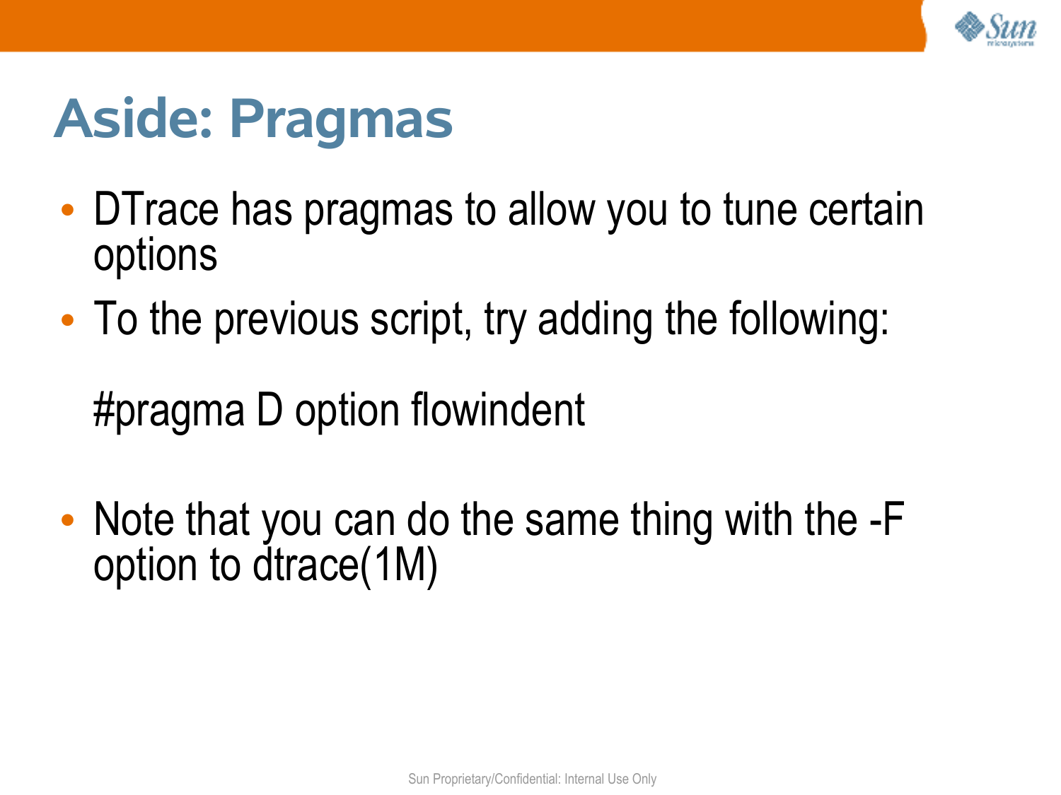# Aside: Pragmas

- DTrace has pragmas to allow you to tune certain options
- To the previous script, try adding the following:

```
#pragma D option flowindent
```

- Note that you can do the same thing with the -F option to dtrace(1M)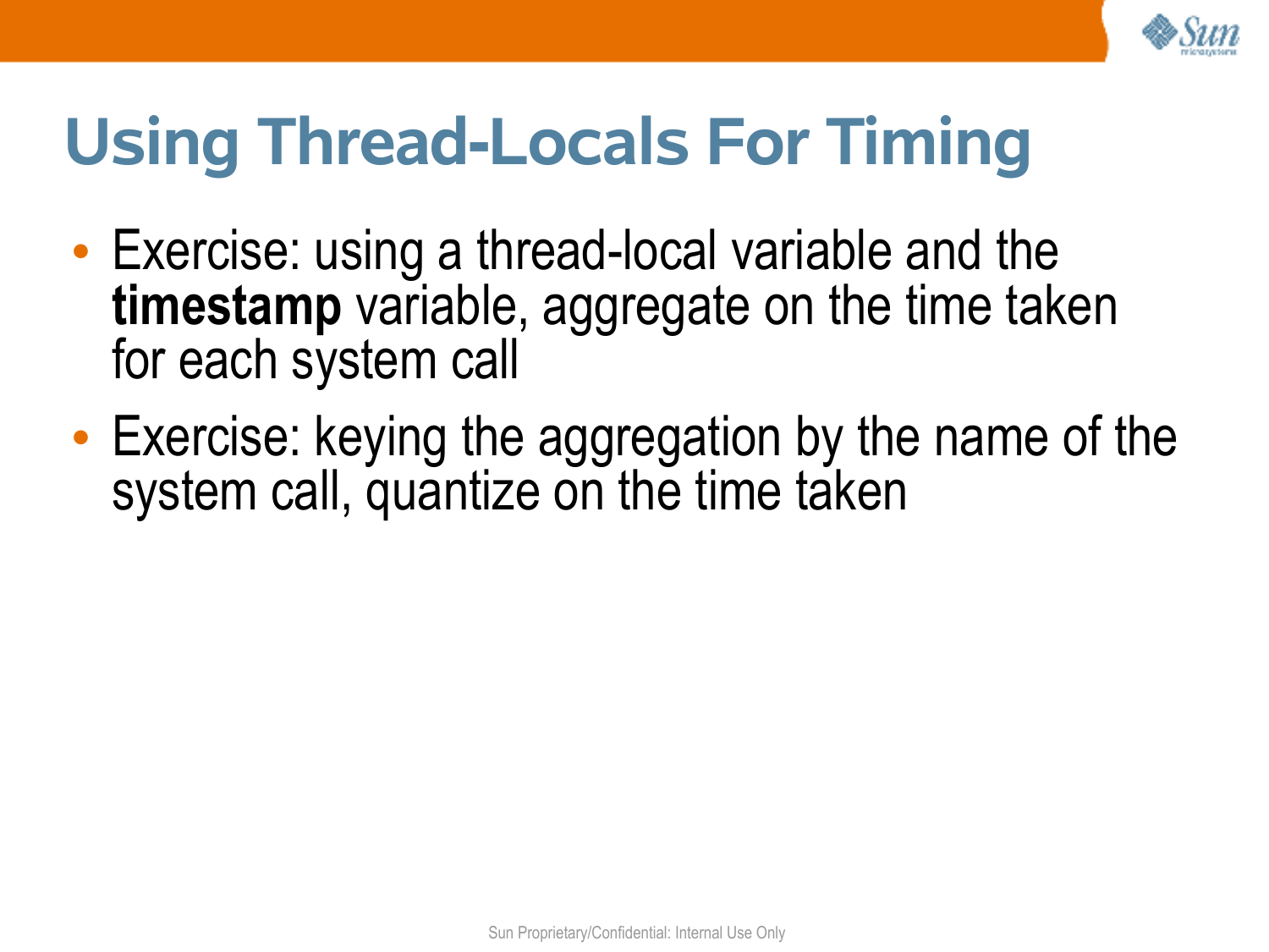# Using Thread-Locals For Timing

- Exercise: using a thread-local variable and the **timestamp** variable, aggregate on the time taken for each system call
- Exercise: keying the aggregation by the name of the system call, quantize on the time taken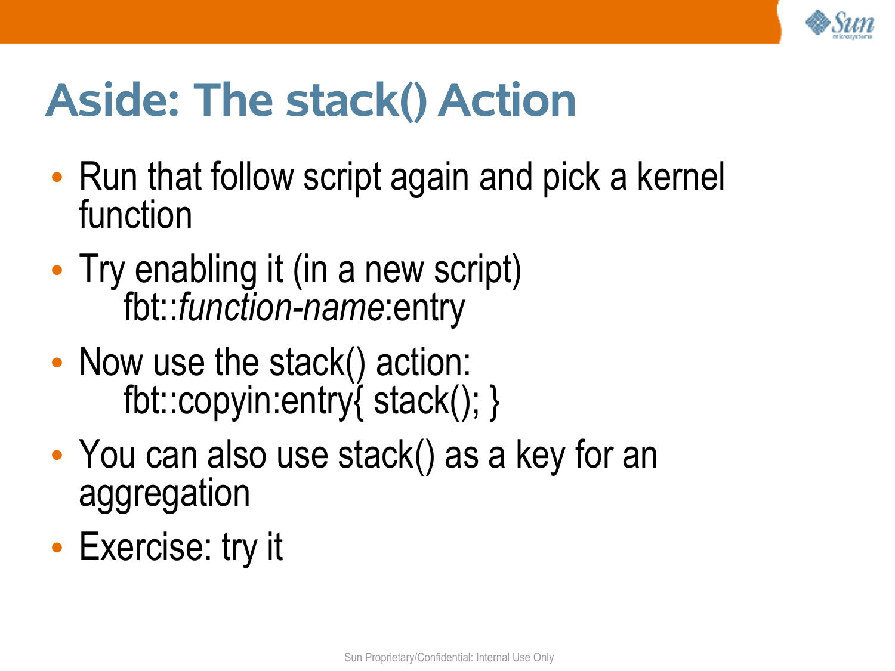# Aside: The stack() Action

- Run that follow script again and pick a kernel function
- Try enabling it (in a new script)

  fbt::*function-name*:entry
- Now use the stack() action:

  ```
  fbt::copyin:entry{ stack(); }
  ```
- You can also use stack() as a key for an aggregation
- Exercise: try it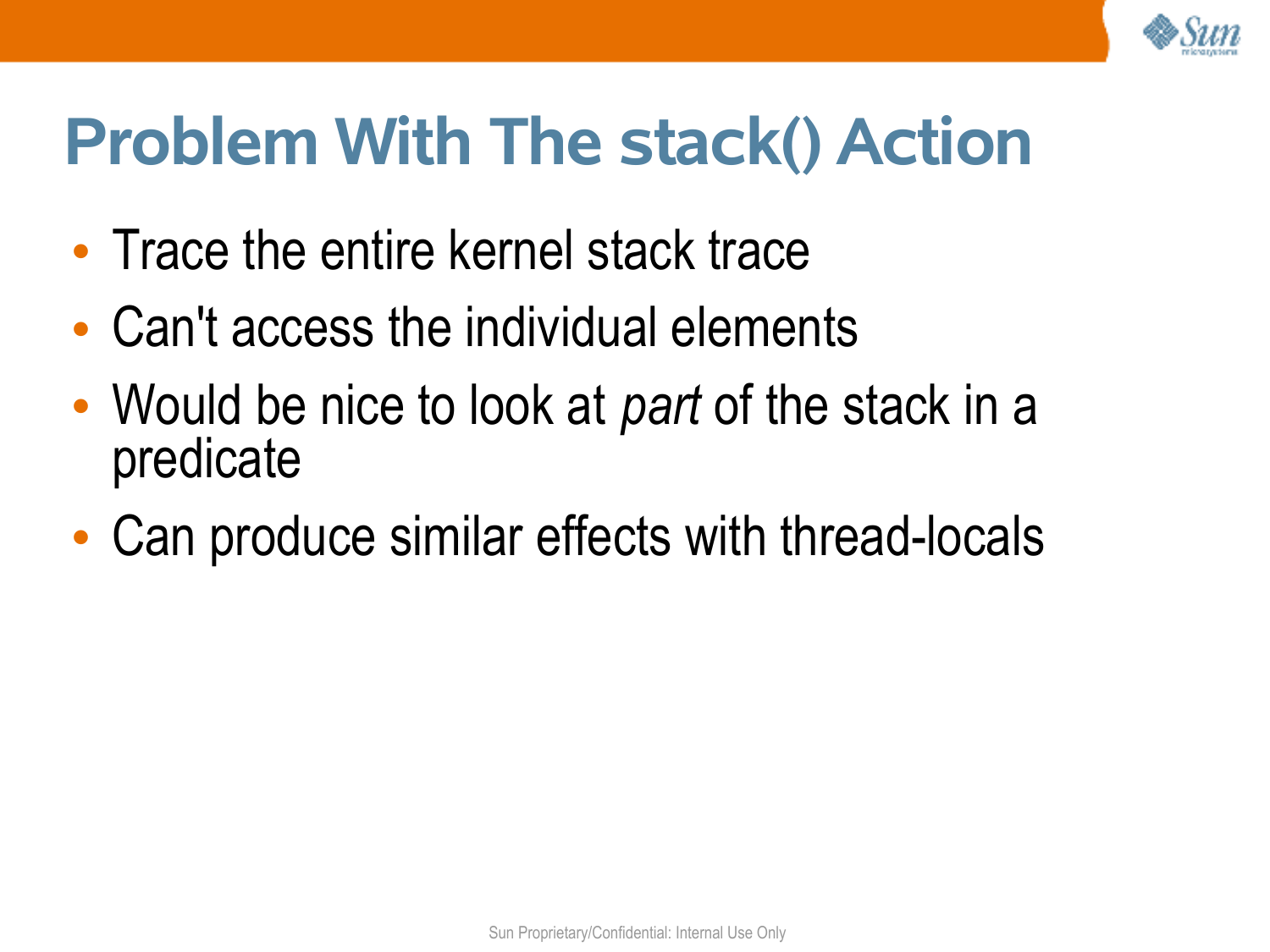# Problem With The stack() Action

- Trace the entire kernel stack trace
- Can't access the individual elements
- Would be nice to look at *part* of the stack in a predicate
- Can produce similar effects with thread-locals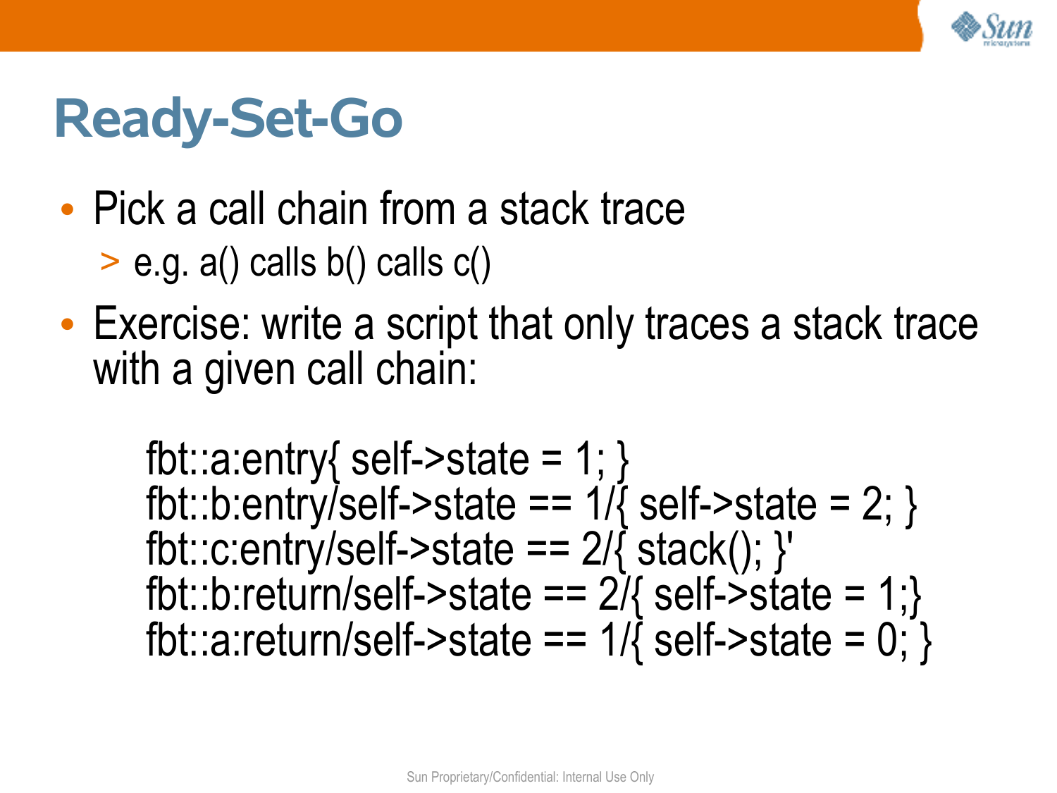# Ready-Set-Go

- Pick a call chain from a stack trace
  - > e.g. a() calls b() calls c()
- Exercise: write a script that only traces a stack trace with a given call chain:

```
fbt::a:entry{ self->state = 1; }
fbt::b:entry/self->state == 1/{ self->state = 2; }
fbt::c:entry/self->state == 2/{ stack(); }'
fbt::b:return/self->state == 2/{ self->state = 1;}
fbt::a:return/self->state == 1/{ self->state = 0; }
```

Sun Proprietary/Confidential: Internal Use Only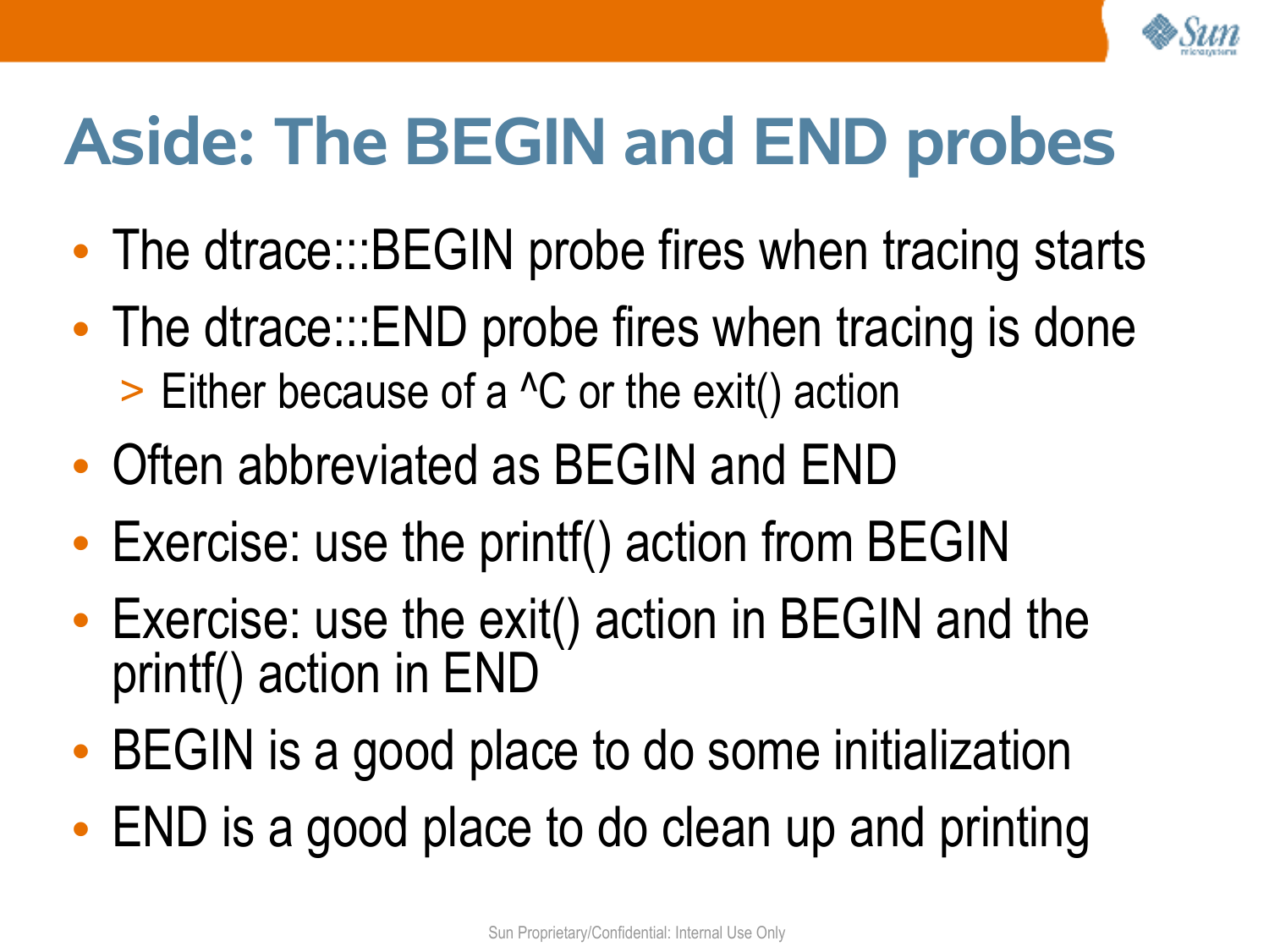# Aside: The BEGIN and END probes

- The dtrace:::BEGIN probe fires when tracing starts
- The dtrace:::END probe fires when tracing is done
  - Either because of a ^C or the exit() action
- Often abbreviated as BEGIN and END
- Exercise: use the printf() action from BEGIN
- Exercise: use the exit() action in BEGIN and the printf() action in END
- BEGIN is a good place to do some initialization
- END is a good place to do clean up and printing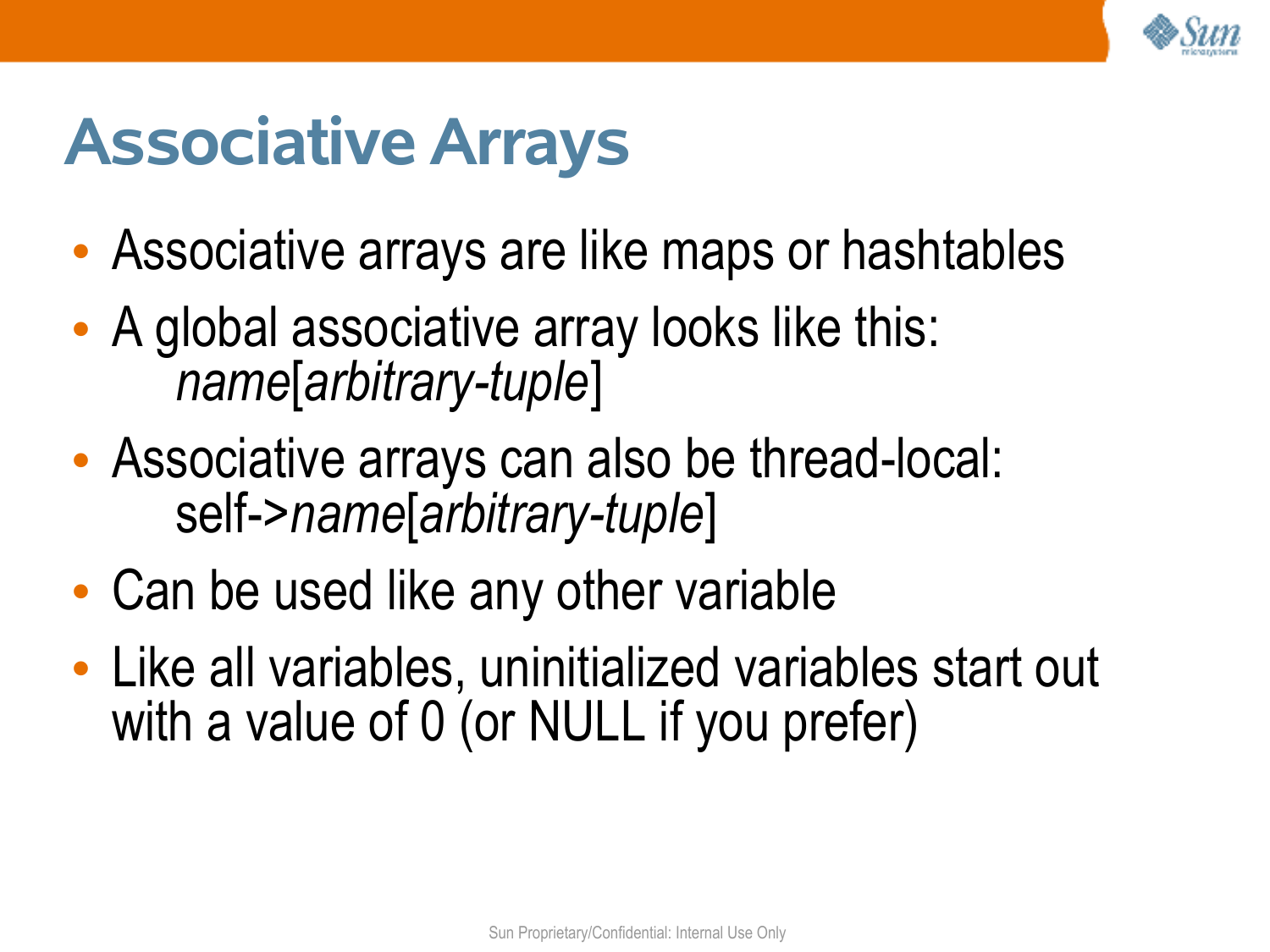# Associative Arrays

- Associative arrays are like maps or hashtables
- A global associative array looks like this:
  *name*[*arbitrary-tuple*]
- Associative arrays can also be thread-local:
  self->*name*[*arbitrary-tuple*]
- Can be used like any other variable
- Like all variables, uninitialized variables start out with a value of 0 (or NULL if you prefer)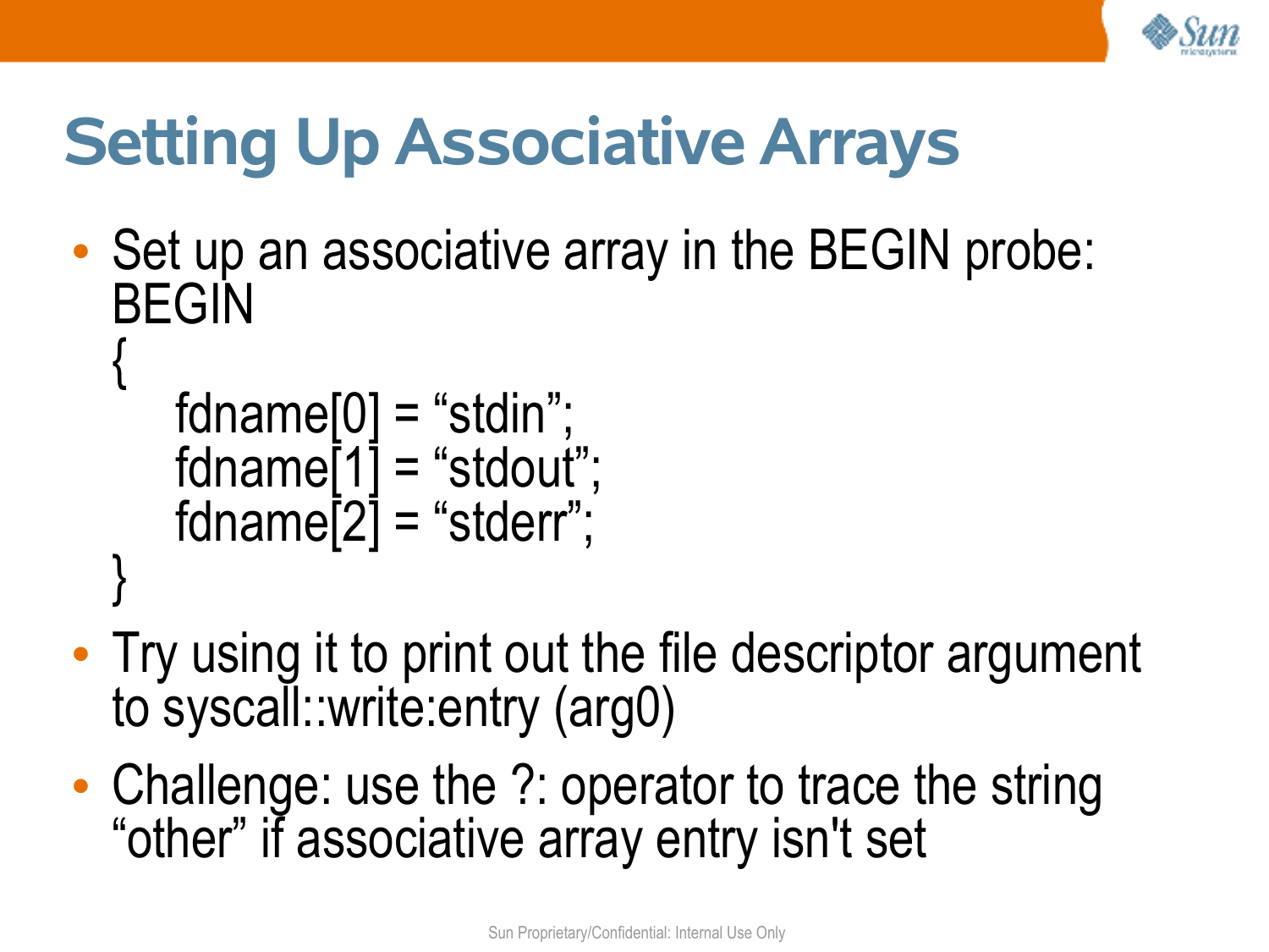# Setting Up Associative Arrays

- Set up an associative array in the BEGIN probe:

```
BEGIN
{
    fdname[0] = "stdin";
    fdname[1] = "stdout";
    fdname[2] = "stderr";
}
```

- Try using it to print out the file descriptor argument to syscall::write:entry (arg0)
- Challenge: use the ?: operator to trace the string "other" if associative array entry isn't set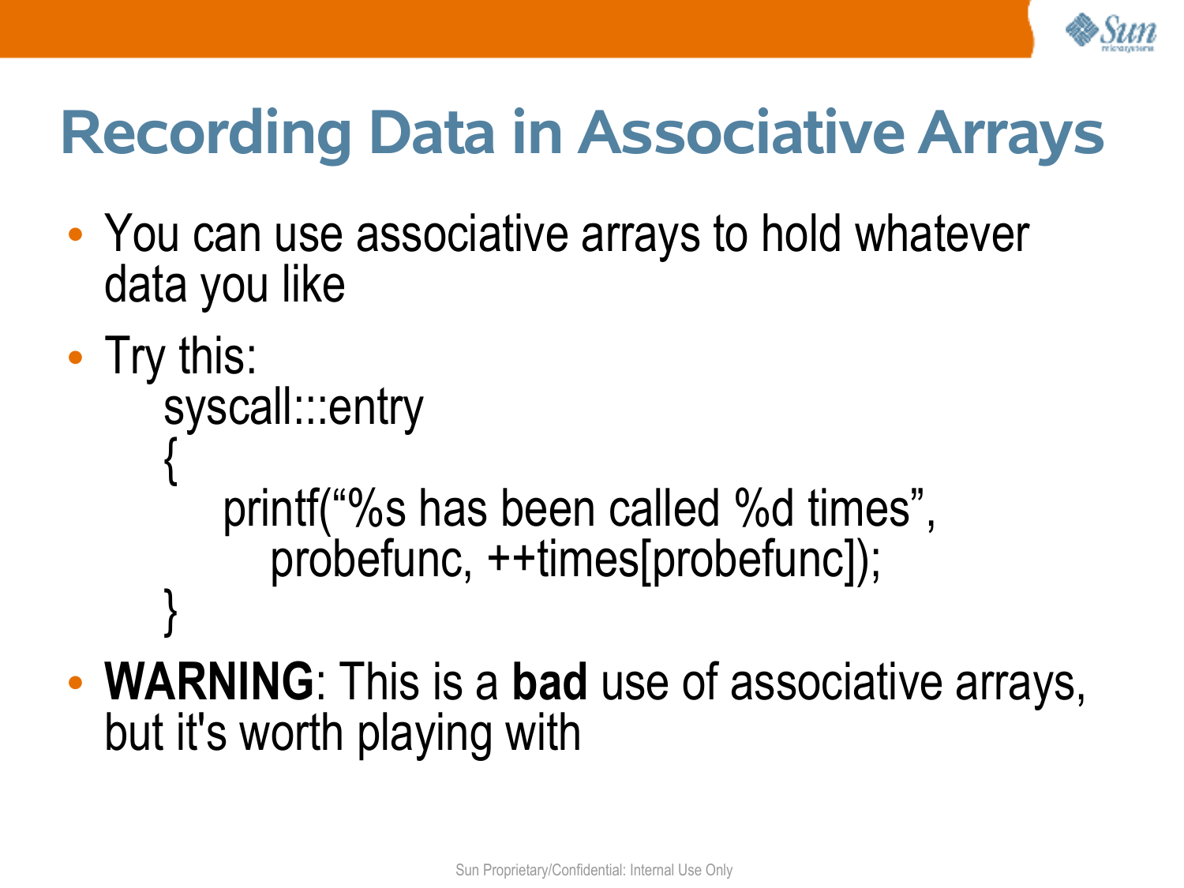# Recording Data in Associative Arrays

- You can use associative arrays to hold whatever data you like
- Try this:

```
syscall:::entry
{
    printf("%s has been called %d times",
        probefunc, ++times[probefunc]);
}
```

- **WARNING**: This is a **bad** use of associative arrays, but it's worth playing with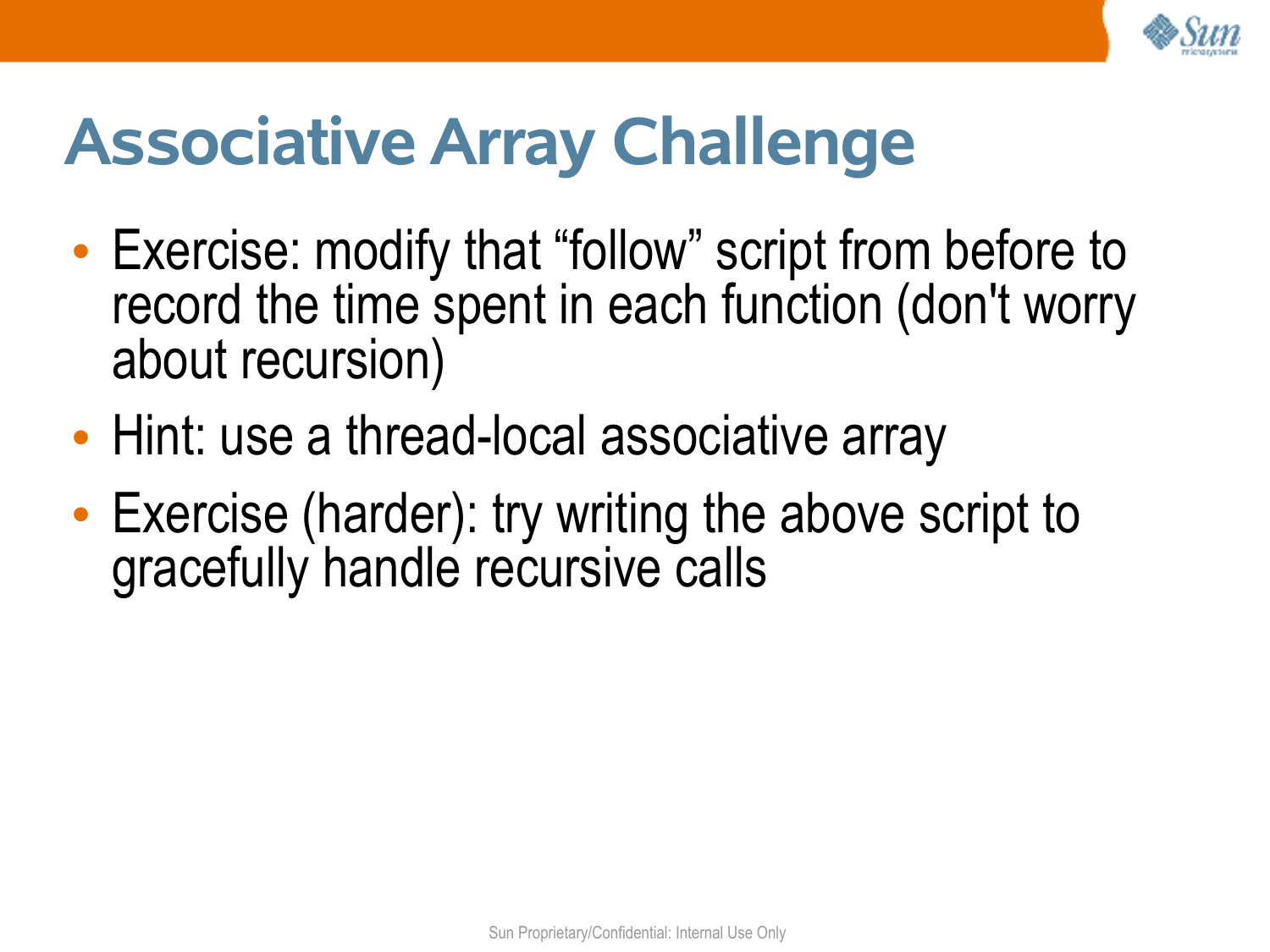# Associative Array Challenge

- Exercise: modify that “follow” script from before to record the time spent in each function (don't worry about recursion)
- Hint: use a thread-local associative array
- Exercise (harder): try writing the above script to gracefully handle recursive calls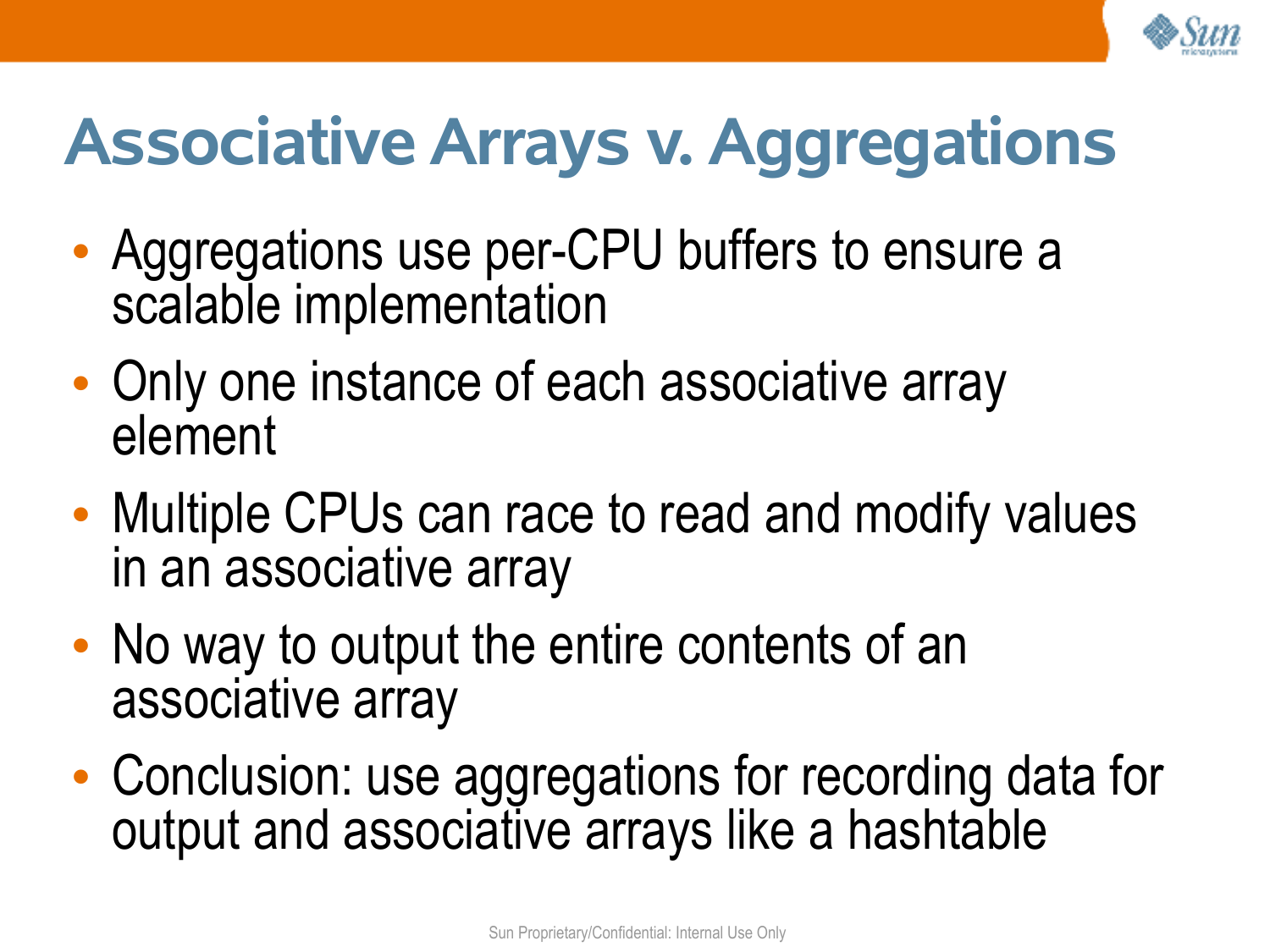# Associative Arrays v. Aggregations

- Aggregations use per-CPU buffers to ensure a scalable implementation
- Only one instance of each associative array element
- Multiple CPUs can race to read and modify values in an associative array
- No way to output the entire contents of an associative array
- Conclusion: use aggregations for recording data for output and associative arrays like a hashtable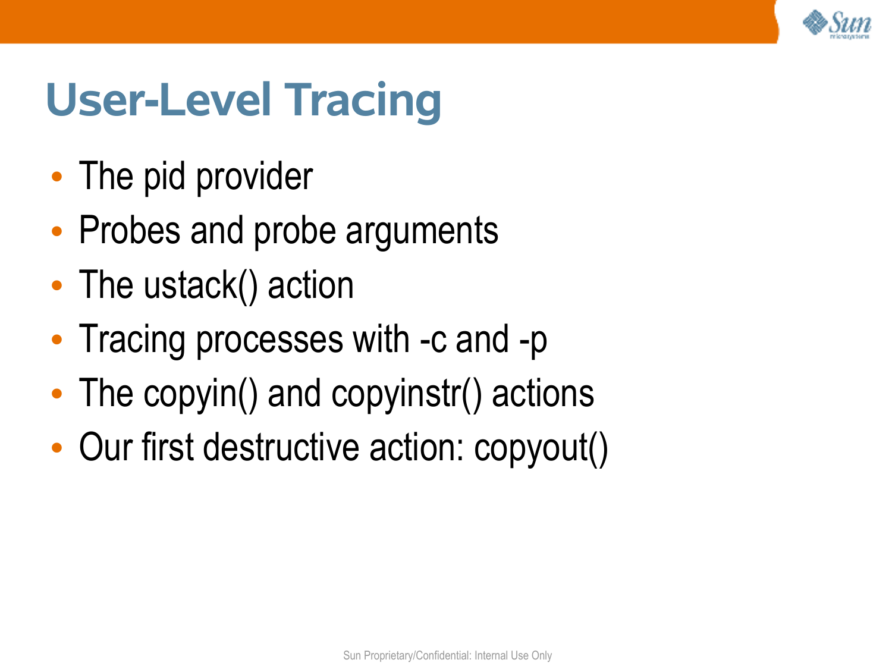# User-Level Tracing

- The pid provider
- Probes and probe arguments
- The ustack() action
- Tracing processes with -c and -p
- The copyin() and copyinstr() actions
- Our first destructive action: copyout()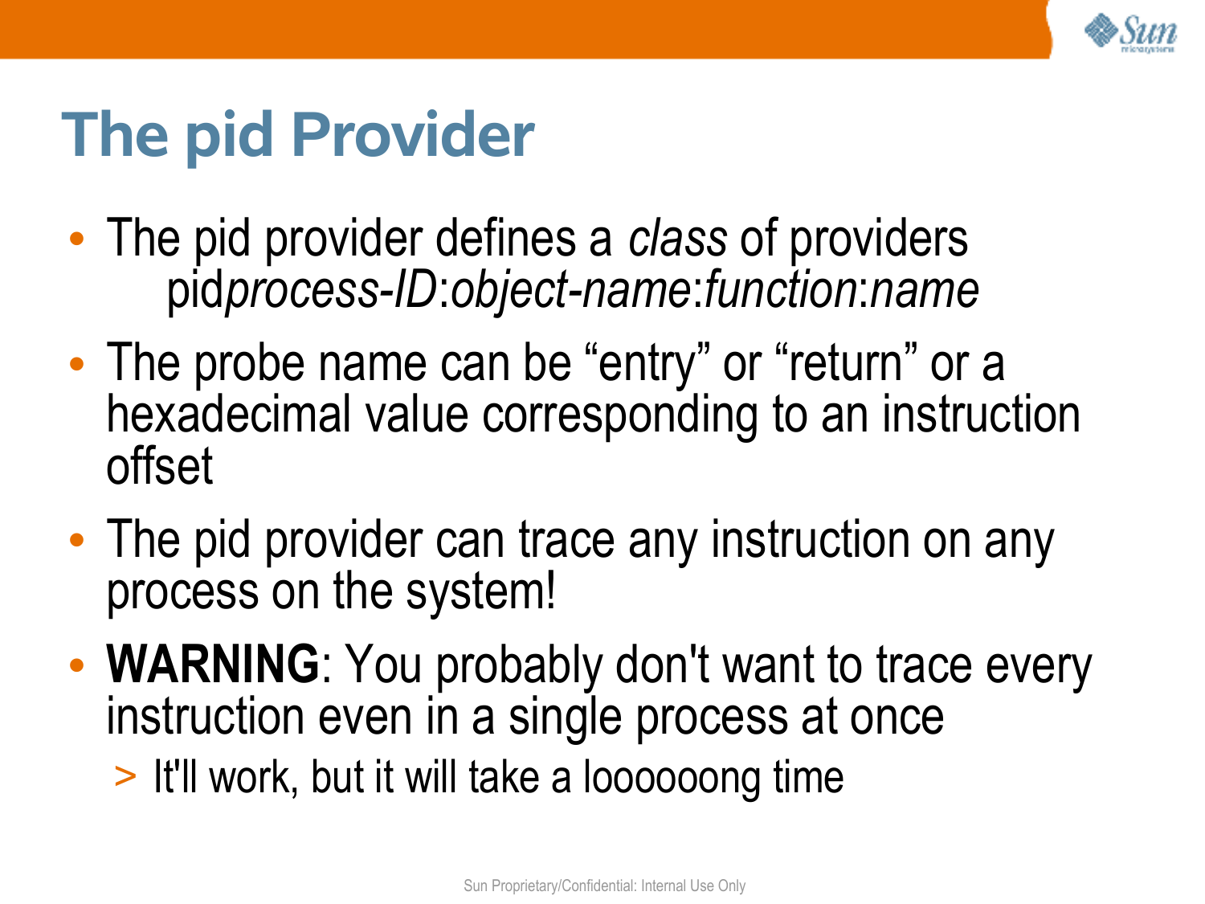# The pid Provider

- The pid provider defines a *class* of providers
  pid*process-ID*:*object-name*:*function*:*name*
- The probe name can be “entry” or “return” or a hexadecimal value corresponding to an instruction offset
- The pid provider can trace any instruction on any process on the system!
- **WARNING**: You probably don't want to trace every instruction even in a single process at once
  - It'll work, but it will take a loooooong time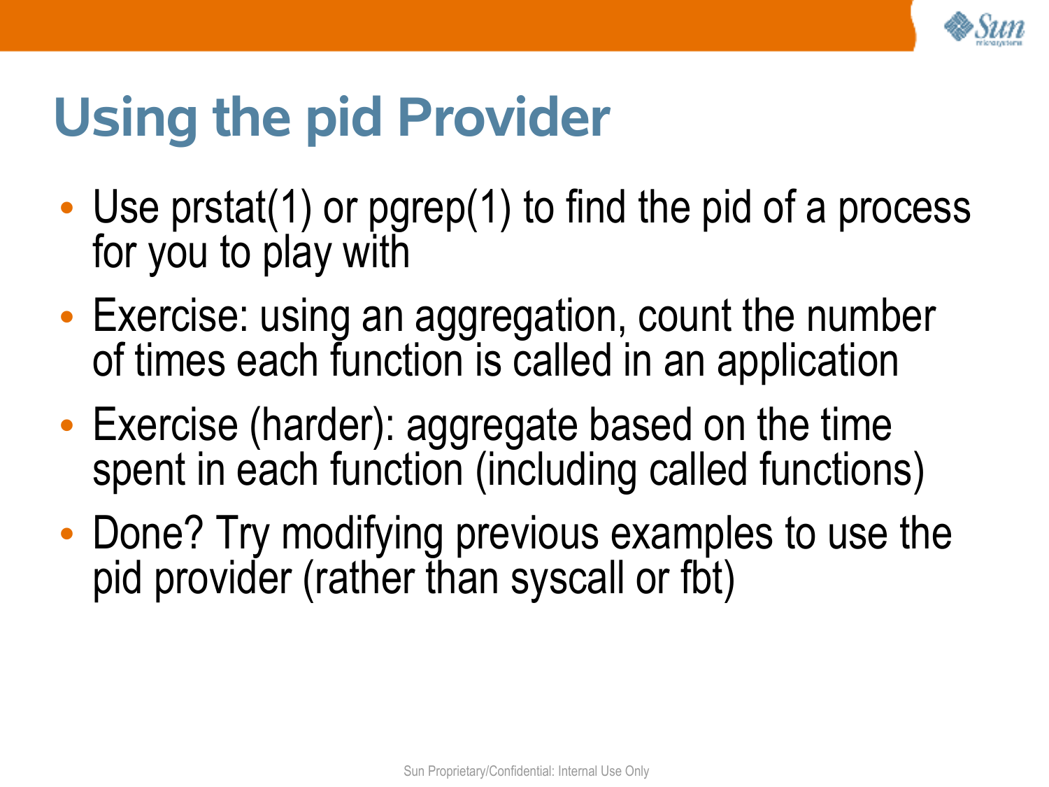# Using the pid Provider

- Use prstat(1) or pgrep(1) to find the pid of a process for you to play with
- Exercise: using an aggregation, count the number of times each function is called in an application
- Exercise (harder): aggregate based on the time spent in each function (including called functions)
- Done? Try modifying previous examples to use the pid provider (rather than syscall or fbt)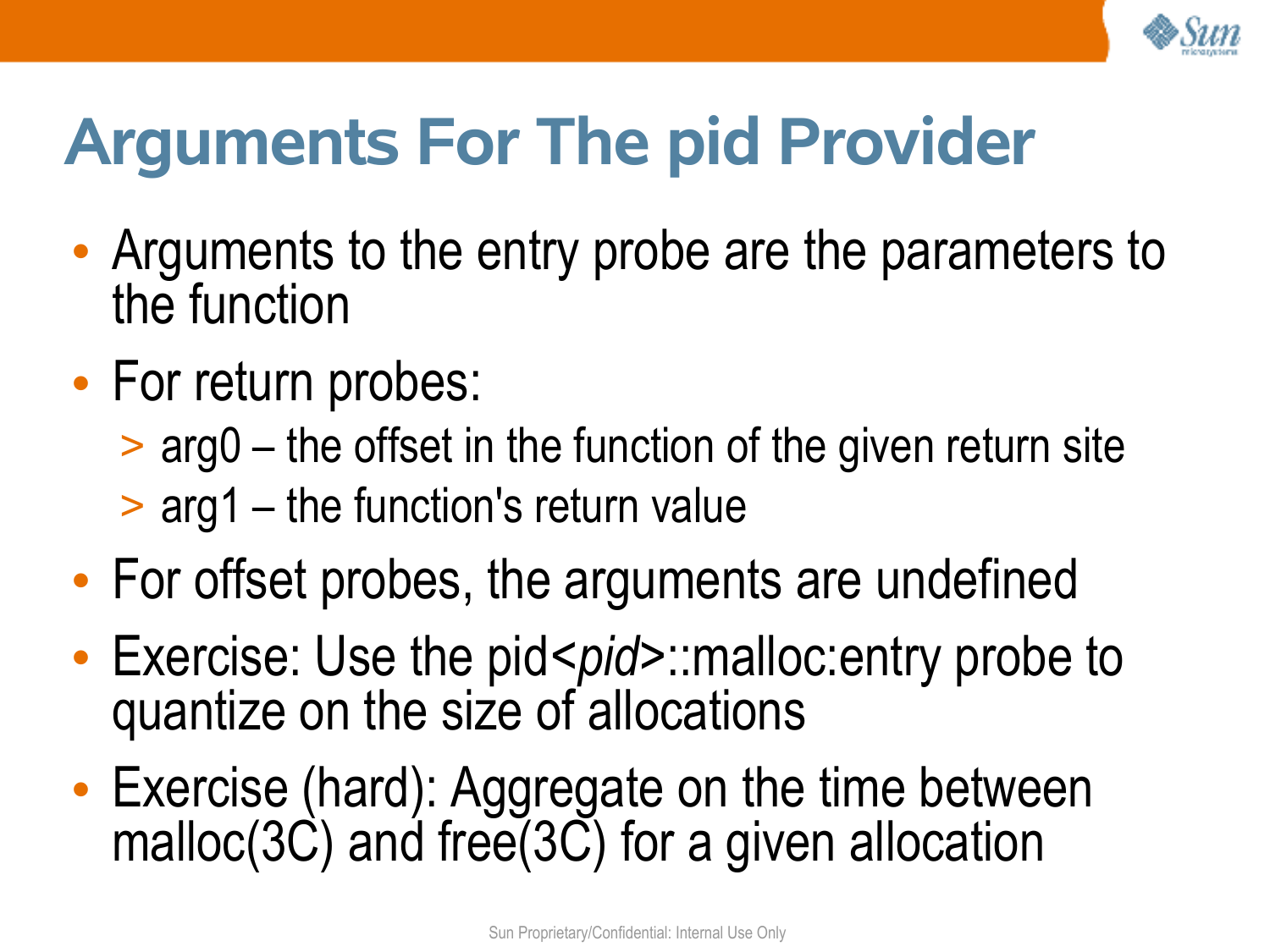# Arguments For The pid Provider

- Arguments to the entry probe are the parameters to the function
- For return probes:
  - arg0 – the offset in the function of the given return site
  - arg1 – the function's return value
- For offset probes, the arguments are undefined
- Exercise: Use the pid<*pid*>::malloc:entry probe to quantize on the size of allocations
- Exercise (hard): Aggregate on the time between malloc(3C) and free(3C) for a given allocation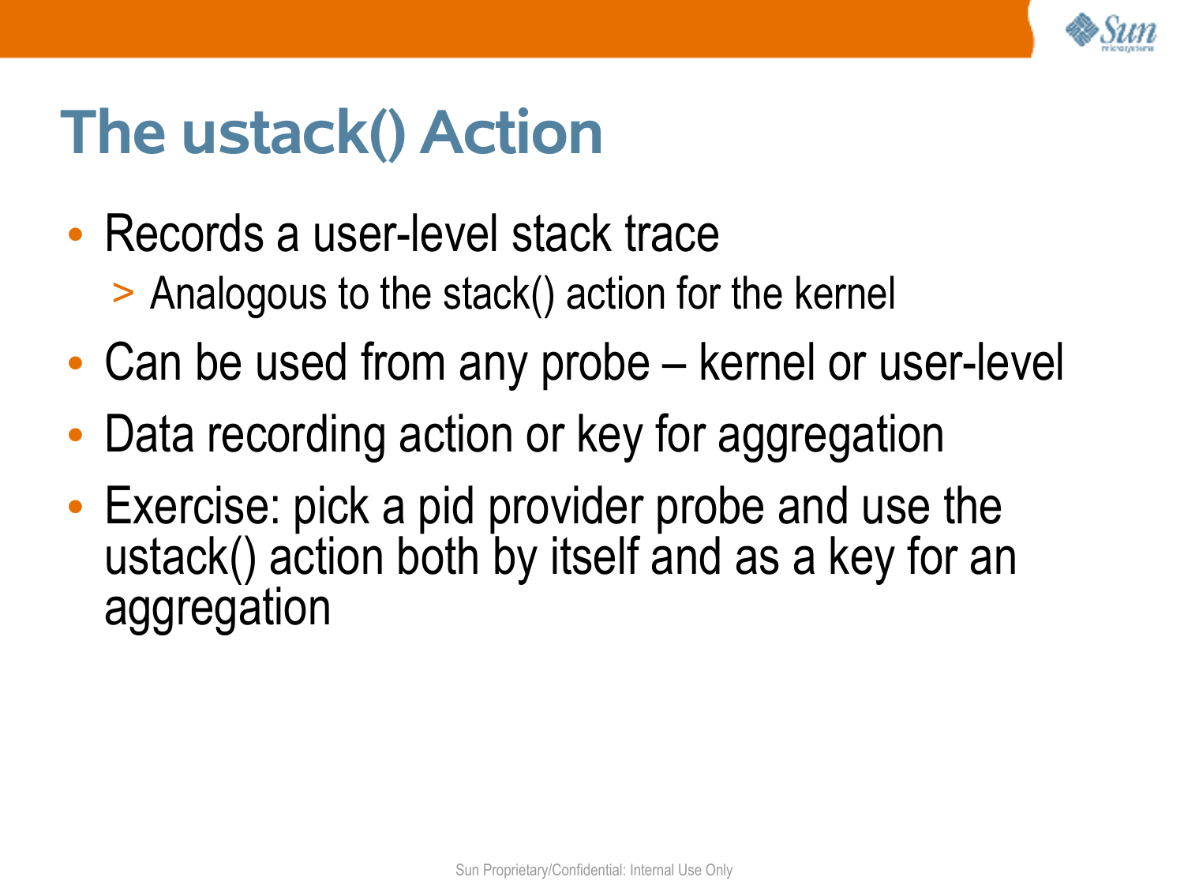# The ustack() Action

- Records a user-level stack trace
  - Analogous to the stack() action for the kernel
- Can be used from any probe – kernel or user-level
- Data recording action or key for aggregation
- Exercise: pick a pid provider probe and use the ustack() action both by itself and as a key for an aggregation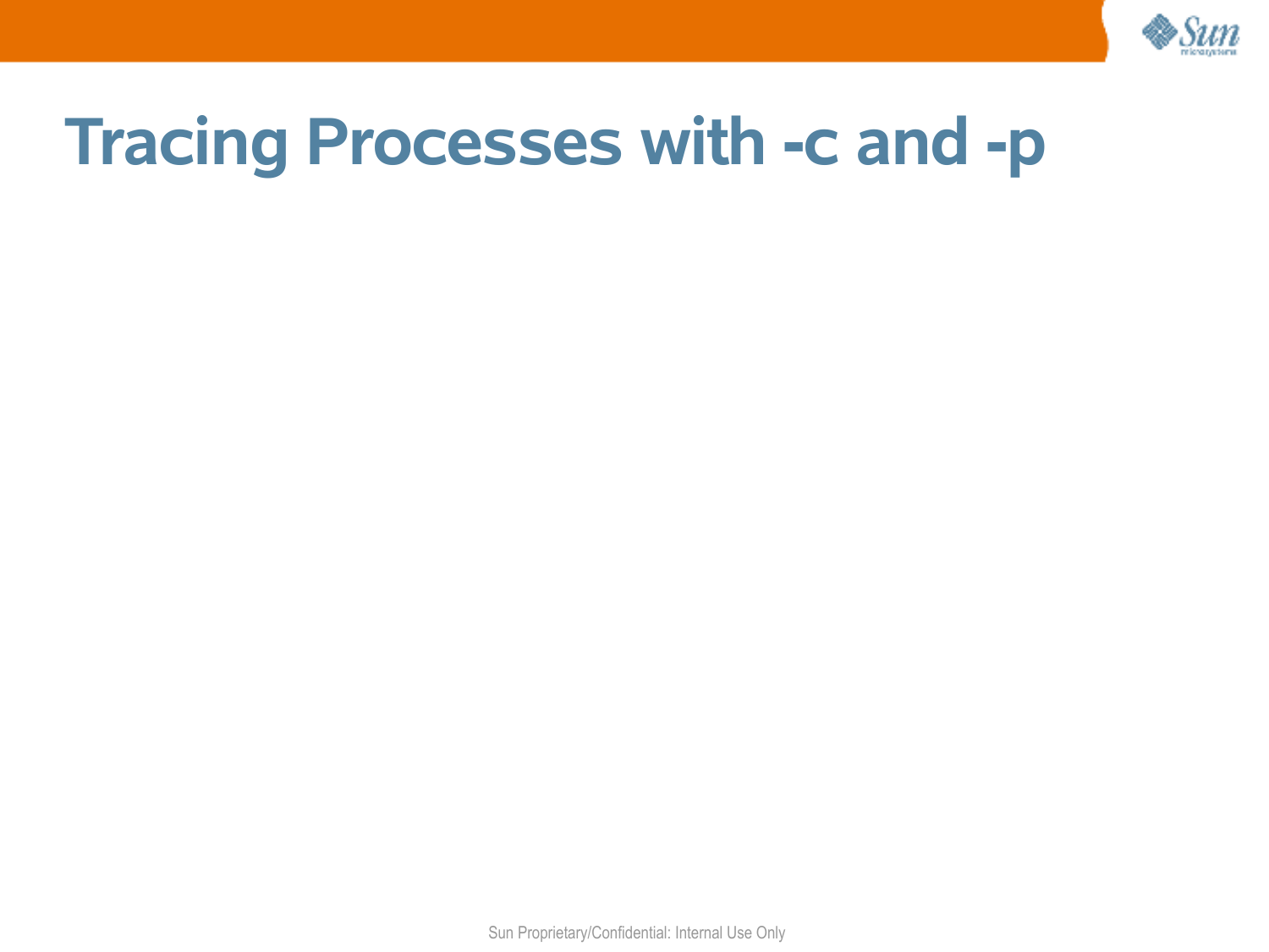# Tracing Processes with -c and -p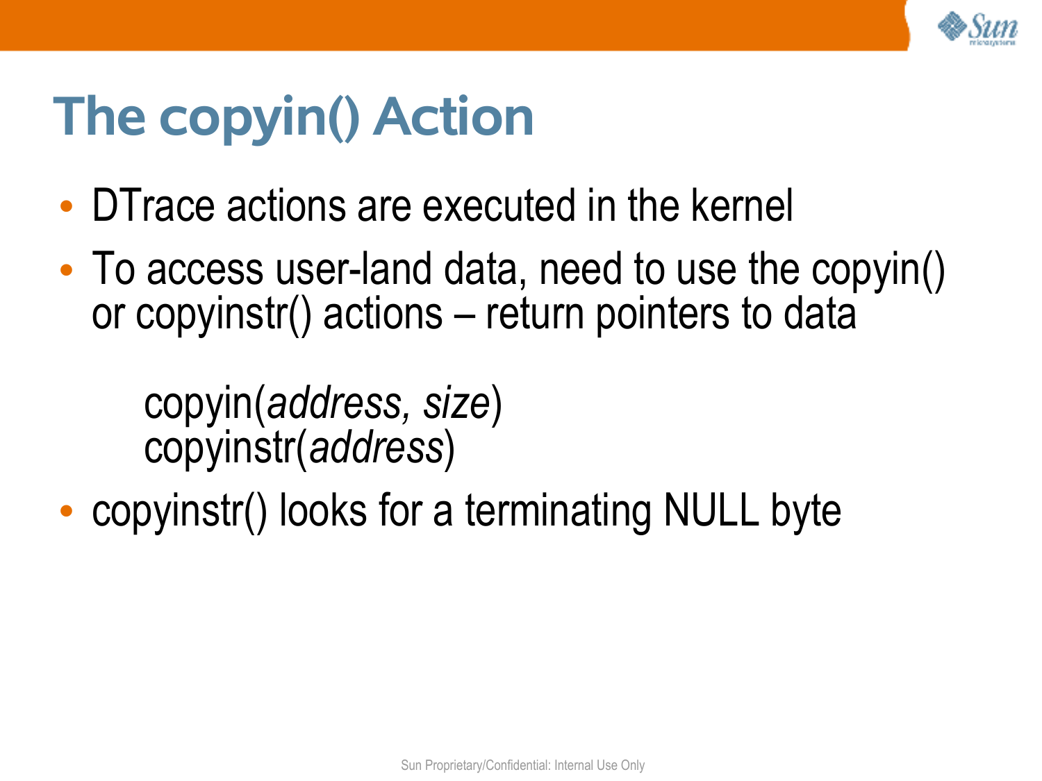# The copyin() Action

- DTrace actions are executed in the kernel
- To access user-land data, need to use the copyin() or copyinstr() actions – return pointers to data

  copyin(*address, size*)
  copyinstr(*address*)

- copyinstr() looks for a terminating NULL byte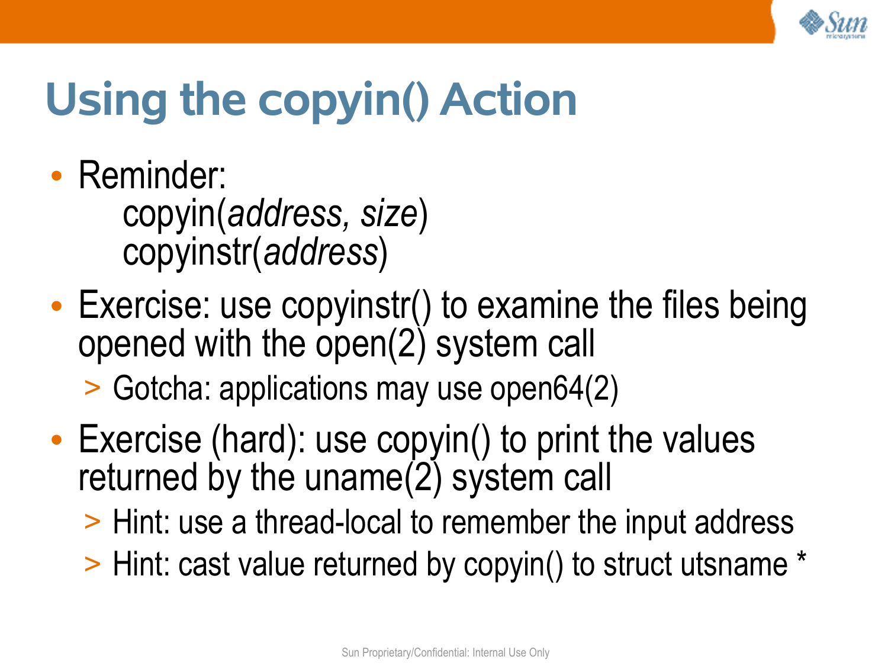# Using the copyin() Action

- Reminder:
  - copyin(*address, size*)
  - copyinstr(*address*)
- Exercise: use copyinstr() to examine the files being opened with the open(2) system call
  - > Gotcha: applications may use open64(2)
- Exercise (hard): use copyin() to print the values returned by the uname(2) system call
  - > Hint: use a thread-local to remember the input address
  - > Hint: cast value returned by copyin() to struct utsname *

Sun Proprietary/Confidential: Internal Use Only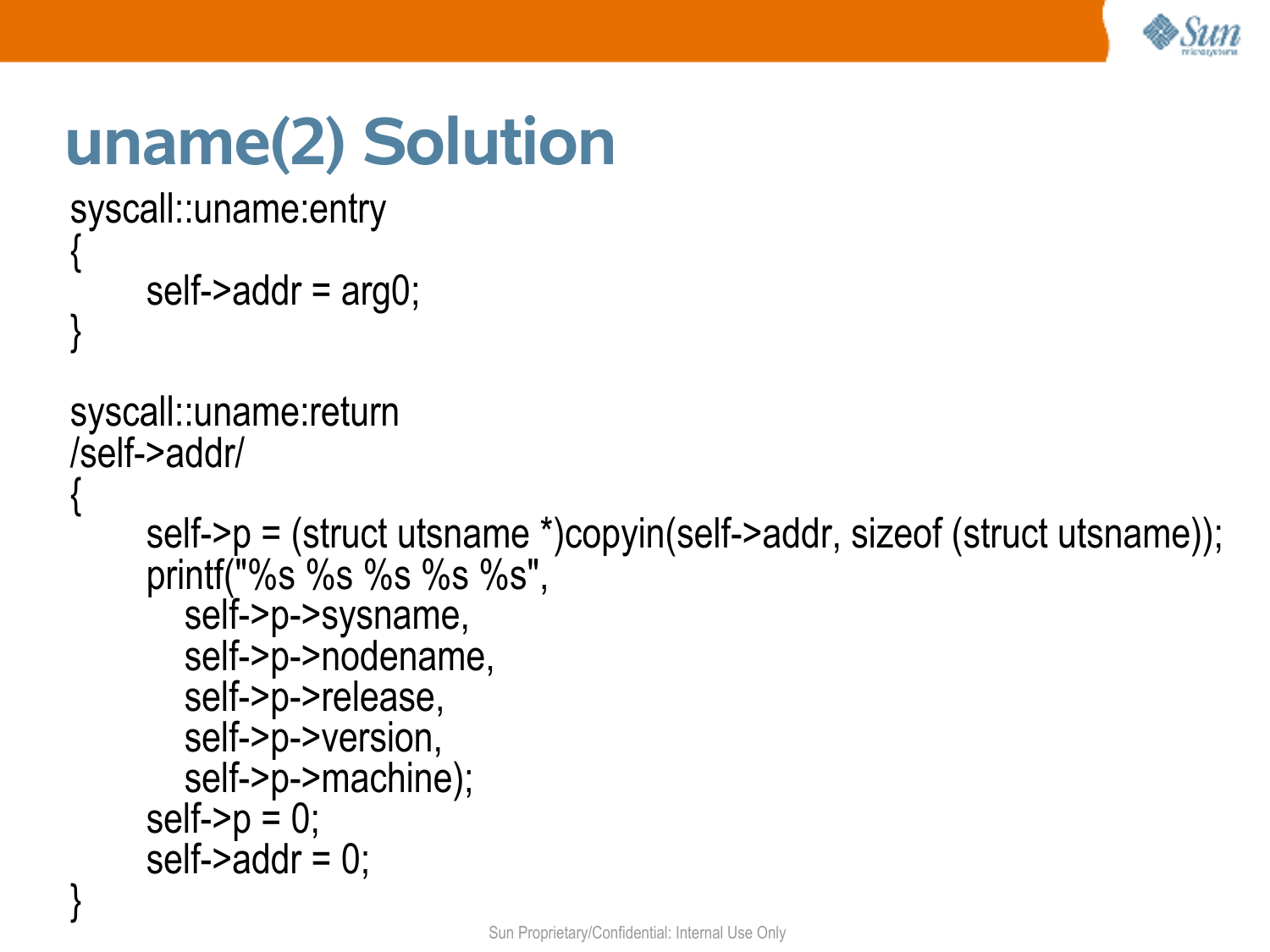# uname(2) Solution

```
syscall::uname:entry
{
        self->addr = arg0;
}

syscall::uname:return
/self->addr/
{
        self->p = (struct utsname *)copyin(self->addr, sizeof (struct utsname));
        printf("%s %s %s %s %s",
           self->p->sysname,
           self->p->nodename,
           self->p->release,
           self->p->version,
           self->p->machine);
        self->p = 0;
        self->addr = 0;
}
```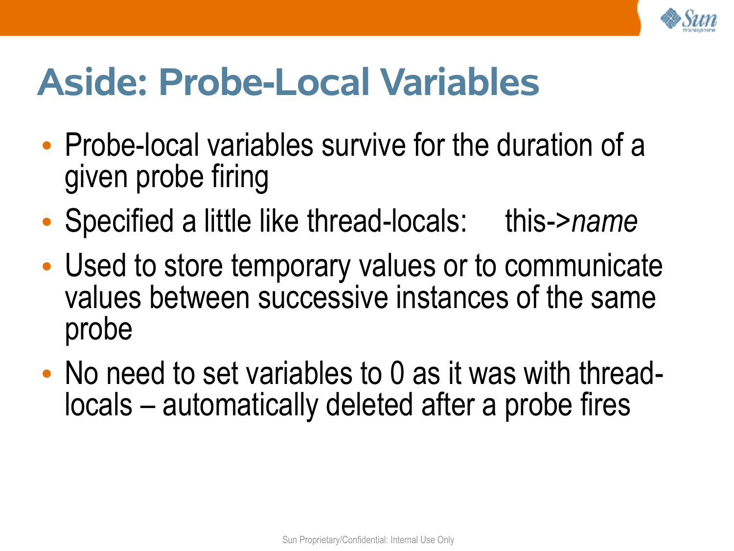# Aside: Probe-Local Variables

- Probe-local variables survive for the duration of a given probe firing
- Specified a little like thread-locals:     this->*name*
- Used to store temporary values or to communicate values between successive instances of the same probe
- No need to set variables to 0 as it was with thread-locals – automatically deleted after a probe fires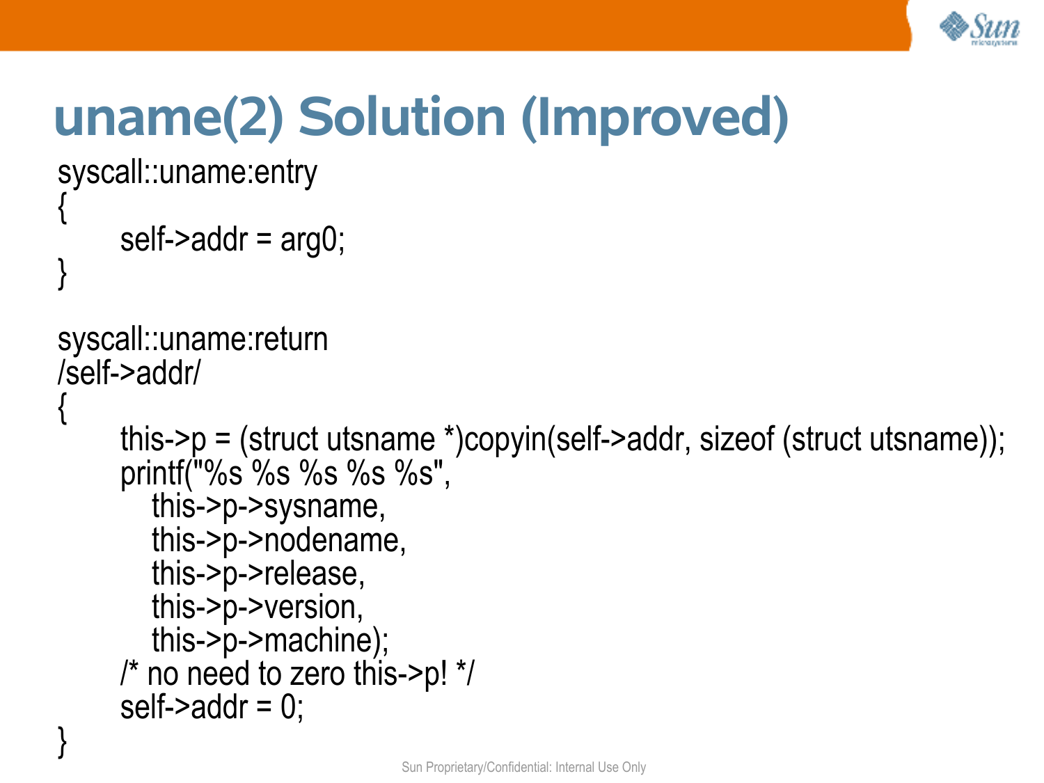# uname(2) Solution (Improved)

```
syscall::uname:entry
{
        self->addr = arg0;
}

syscall::uname:return
/self->addr/
{
        this->p = (struct utsname *)copyin(self->addr, sizeof (struct utsname));
        printf("%s %s %s %s %s",
            this->p->sysname,
            this->p->nodename,
            this->p->release,
            this->p->version,
            this->p->machine);
        /* no need to zero this->p! */
        self->addr = 0;
}
```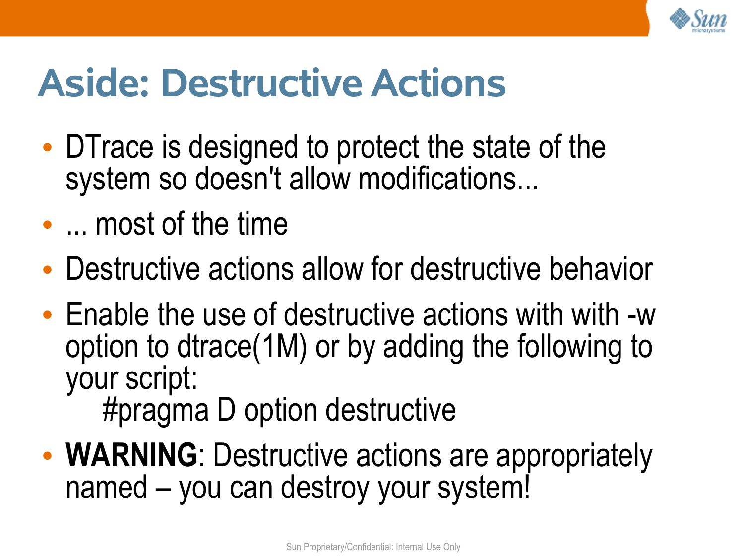# Aside: Destructive Actions

- DTrace is designed to protect the state of the system so doesn't allow modifications...
- ... most of the time
- Destructive actions allow for destructive behavior
- Enable the use of destructive actions with with -w option to dtrace(1M) or by adding the following to your script:

  ```
  #pragma D option destructive
  ```

- **WARNING**: Destructive actions are appropriately named – you can destroy your system!

Sun Proprietary/Confidential: Internal Use Only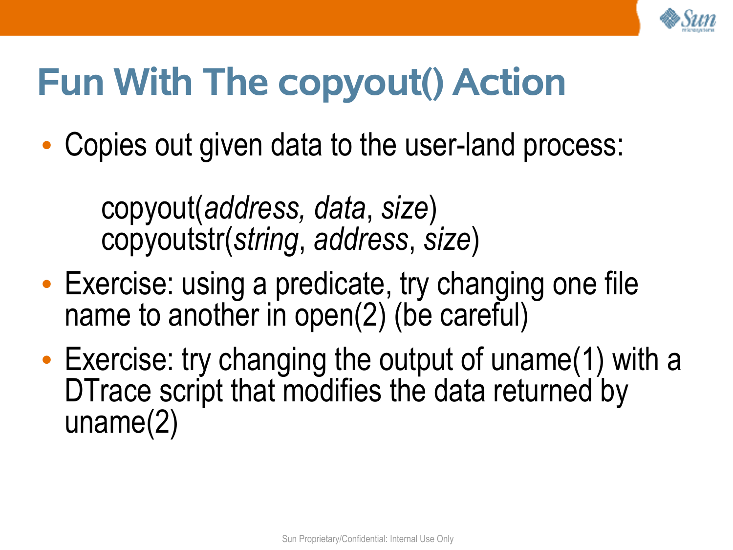# Fun With The copyout() Action

- Copies out given data to the user-land process:

  copyout(*address, data*, *size*)
  copyoutstr(*string*, *address*, *size*)

- Exercise: using a predicate, try changing one file name to another in open(2) (be careful)
- Exercise: try changing the output of uname(1) with a DTrace script that modifies the data returned by uname(2)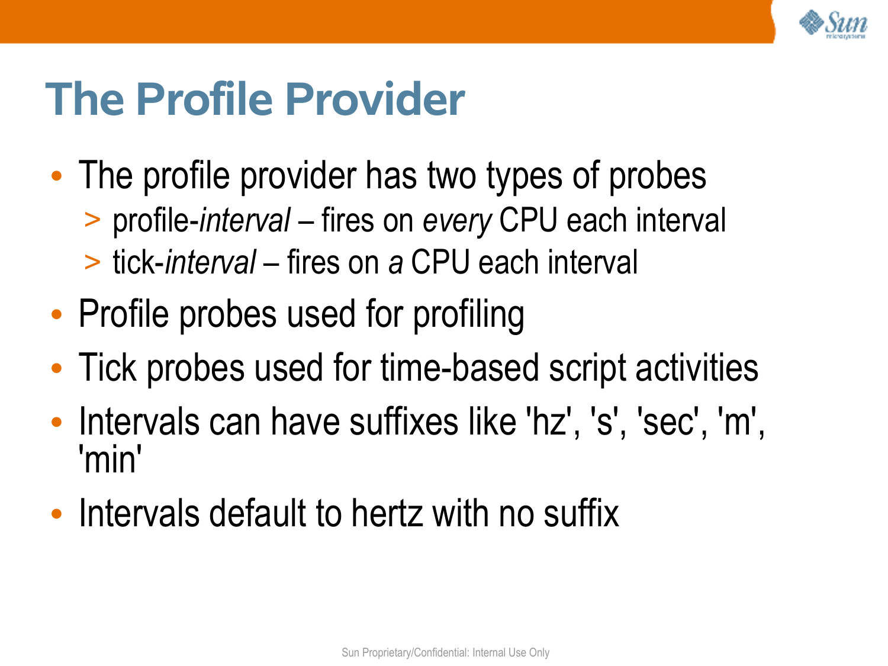# The Profile Provider

- The profile provider has two types of probes
  - profile-*interval* – fires on *every* CPU each interval
  - tick-*interval* – fires on *a* CPU each interval
- Profile probes used for profiling
- Tick probes used for time-based script activities
- Intervals can have suffixes like 'hz', 's', 'sec', 'm', 'min'
- Intervals default to hertz with no suffix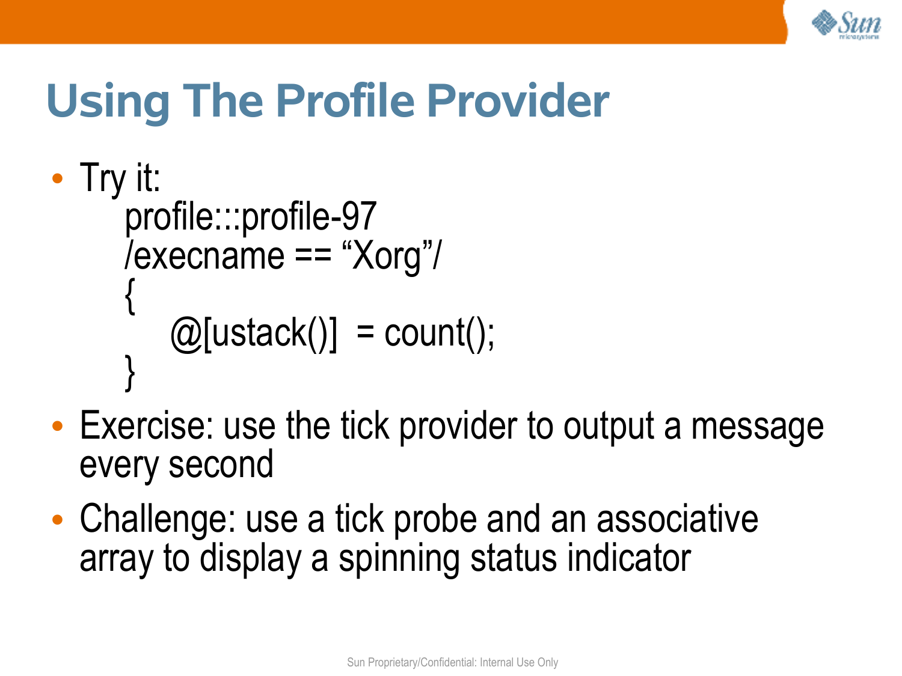# Using The Profile Provider

- Try it:

```
profile:::profile-97
/execname == "Xorg"/
{
    @[ustack()]  = count();
}
```

- Exercise: use the tick provider to output a message every second
- Challenge: use a tick probe and an associative array to display a spinning status indicator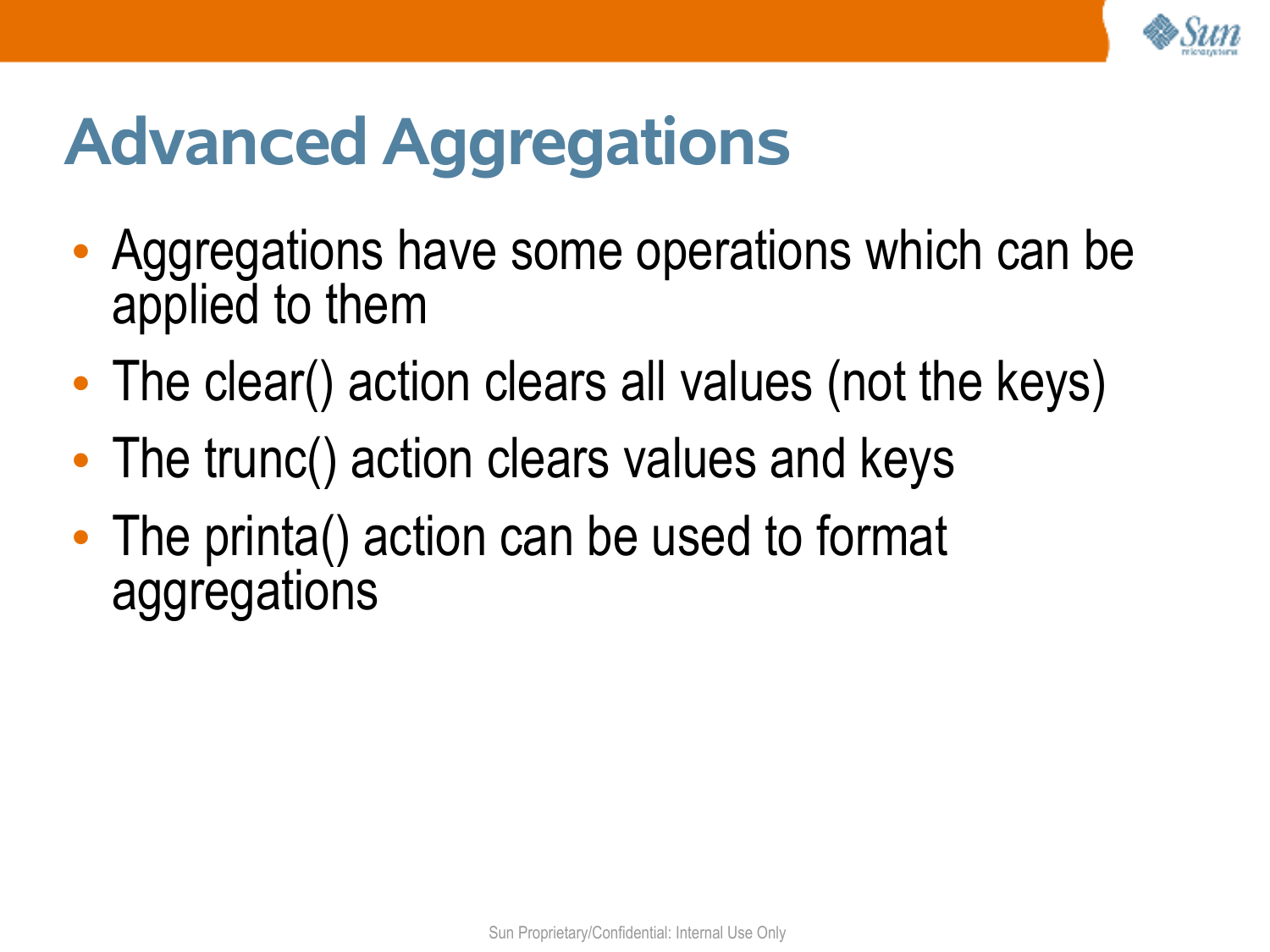# Advanced Aggregations

- Aggregations have some operations which can be applied to them
- The clear() action clears all values (not the keys)
- The trunc() action clears values and keys
- The printa() action can be used to format aggregations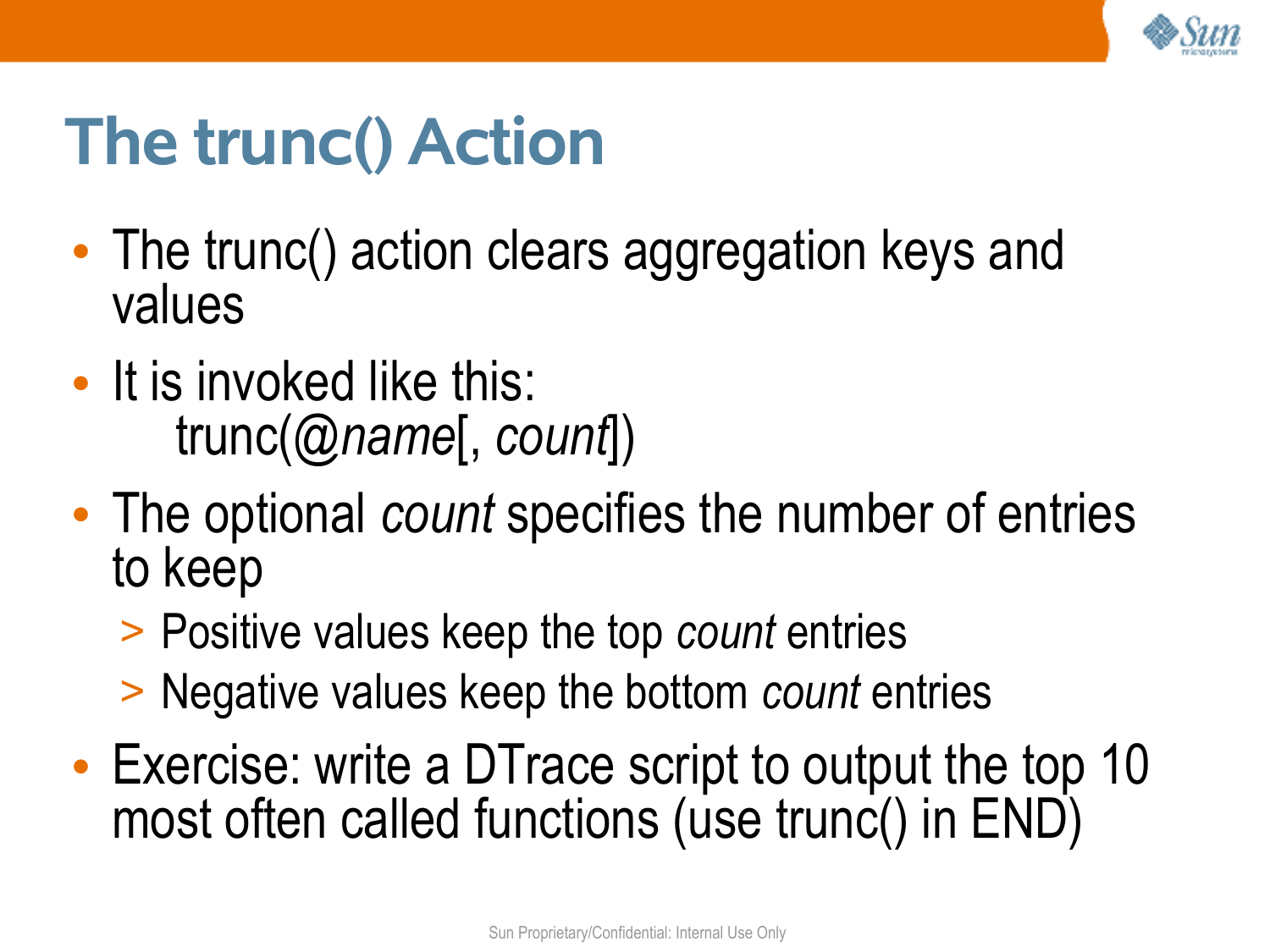# The trunc() Action

- The trunc() action clears aggregation keys and values
- It is invoked like this:
  trunc(@*name*[, *count*])
- The optional *count* specifies the number of entries to keep
  - Positive values keep the top *count* entries
  - Negative values keep the bottom *count* entries
- Exercise: write a DTrace script to output the top 10 most often called functions (use trunc() in END)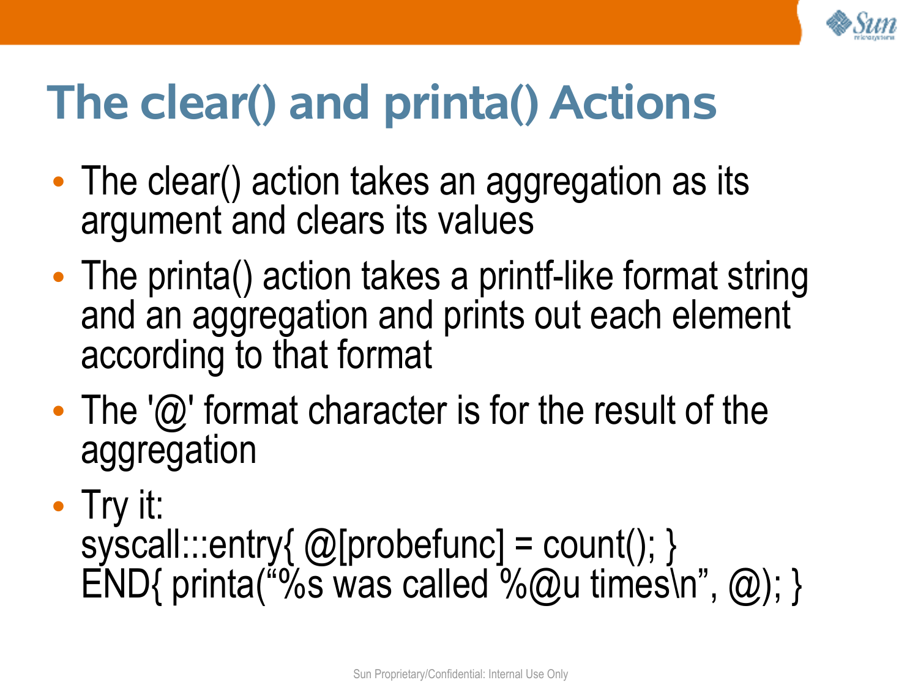# The clear() and printa() Actions

- The clear() action takes an aggregation as its argument and clears its values
- The printa() action takes a printf-like format string and an aggregation and prints out each element according to that format
- The '@' format character is for the result of the aggregation
- Try it:

```
syscall:::entry{ @[probefunc] = count(); }
END{ printa("%s was called %@u times\n", @); }
```

Sun Proprietary/Confidential: Internal Use Only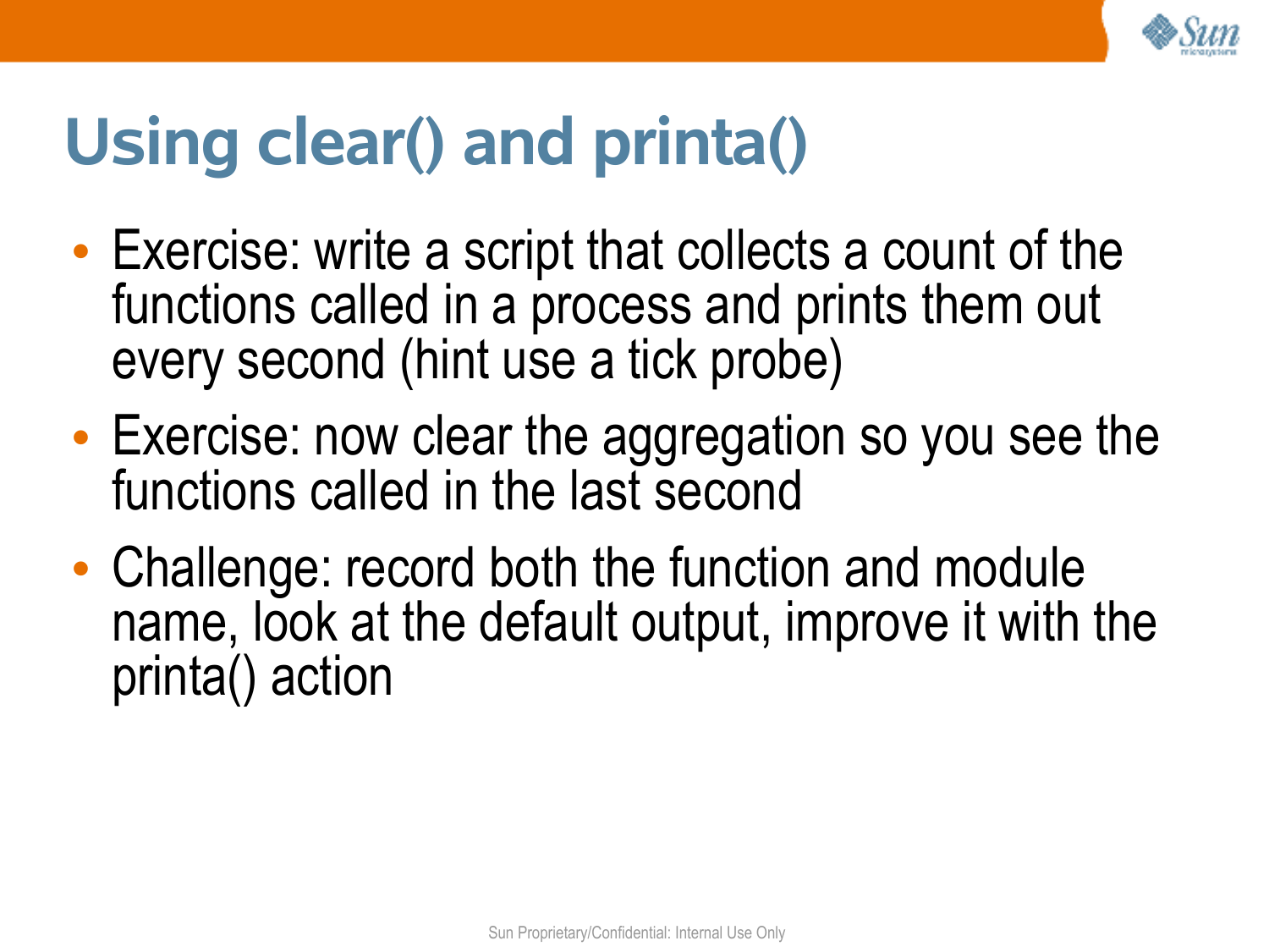# Using clear() and printa()

- Exercise: write a script that collects a count of the functions called in a process and prints them out every second (hint use a tick probe)
- Exercise: now clear the aggregation so you see the functions called in the last second
- Challenge: record both the function and module name, look at the default output, improve it with the printa() action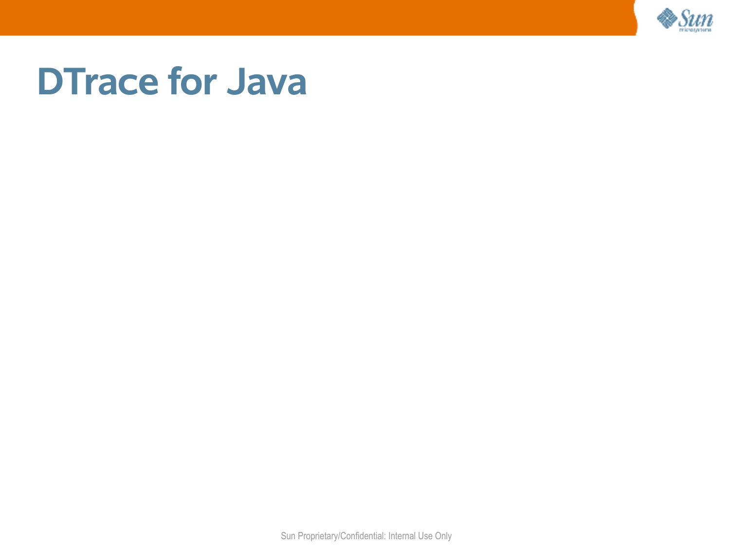# DTrace for Java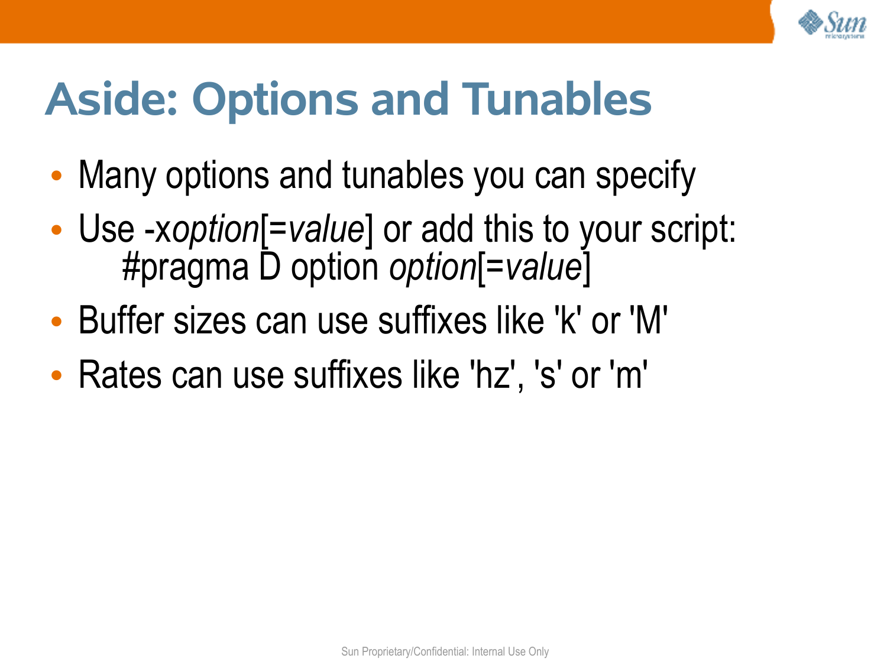# Aside: Options and Tunables

- Many options and tunables you can specify
- Use -x*option*[=*value*] or add this to your script:
  #pragma D option *option*[=*value*]
- Buffer sizes can use suffixes like 'k' or 'M'
- Rates can use suffixes like 'hz', 's' or 'm'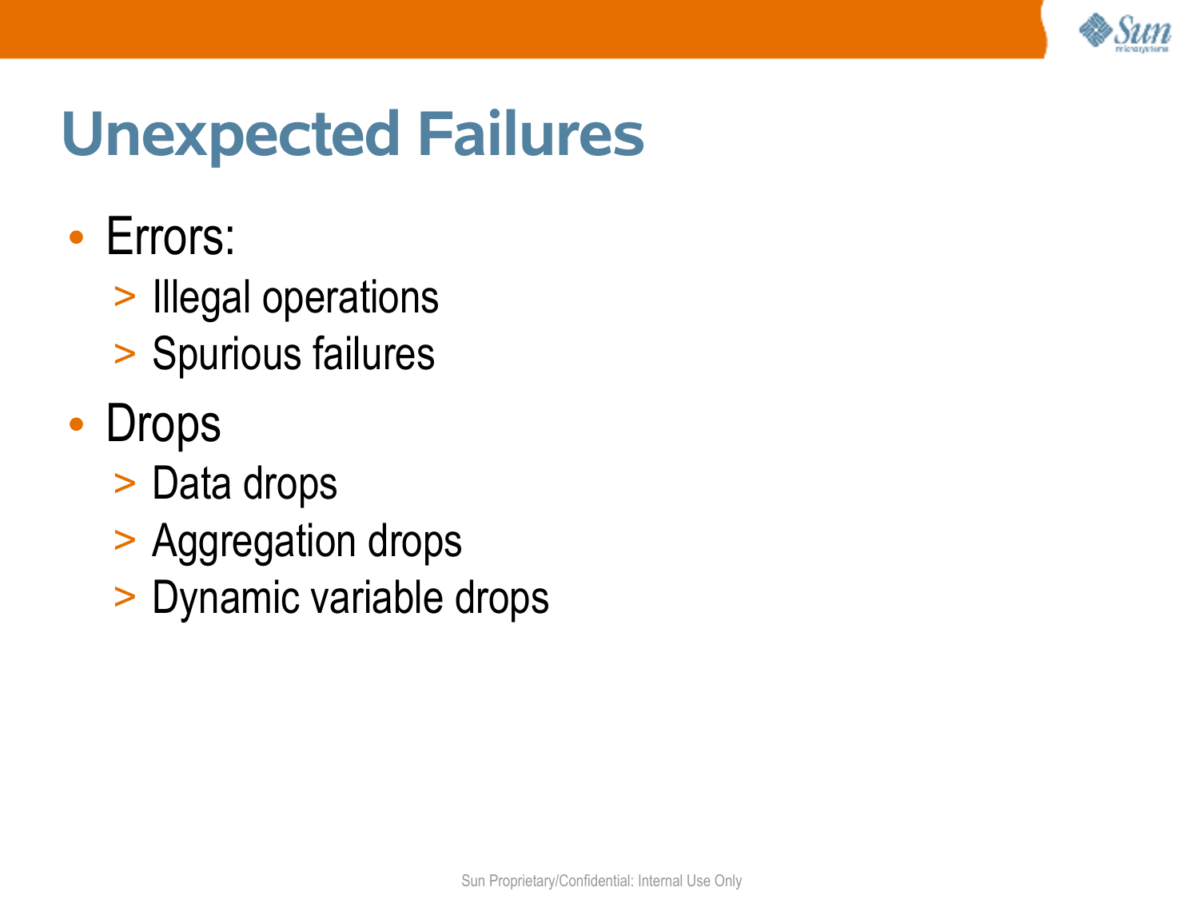# Unexpected Failures

- Errors:
  - Illegal operations
  - Spurious failures
- Drops
  - Data drops
  - Aggregation drops
  - Dynamic variable drops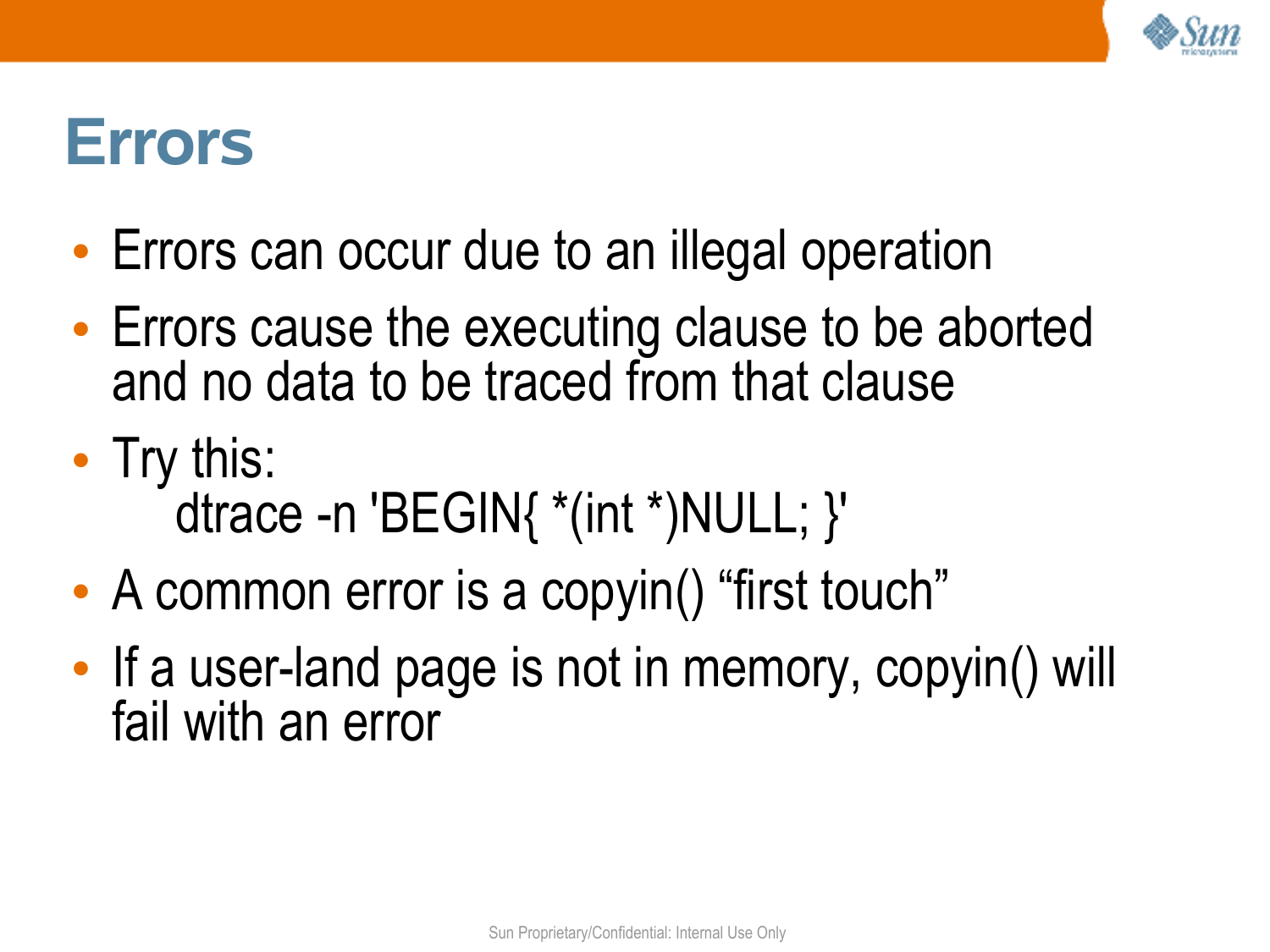# Errors

- Errors can occur due to an illegal operation
- Errors cause the executing clause to be aborted and no data to be traced from that clause
- Try this:

  ```
  dtrace -n 'BEGIN{ *(int *)NULL; }'
  ```

- A common error is a copyin() “first touch”
- If a user-land page is not in memory, copyin() will fail with an error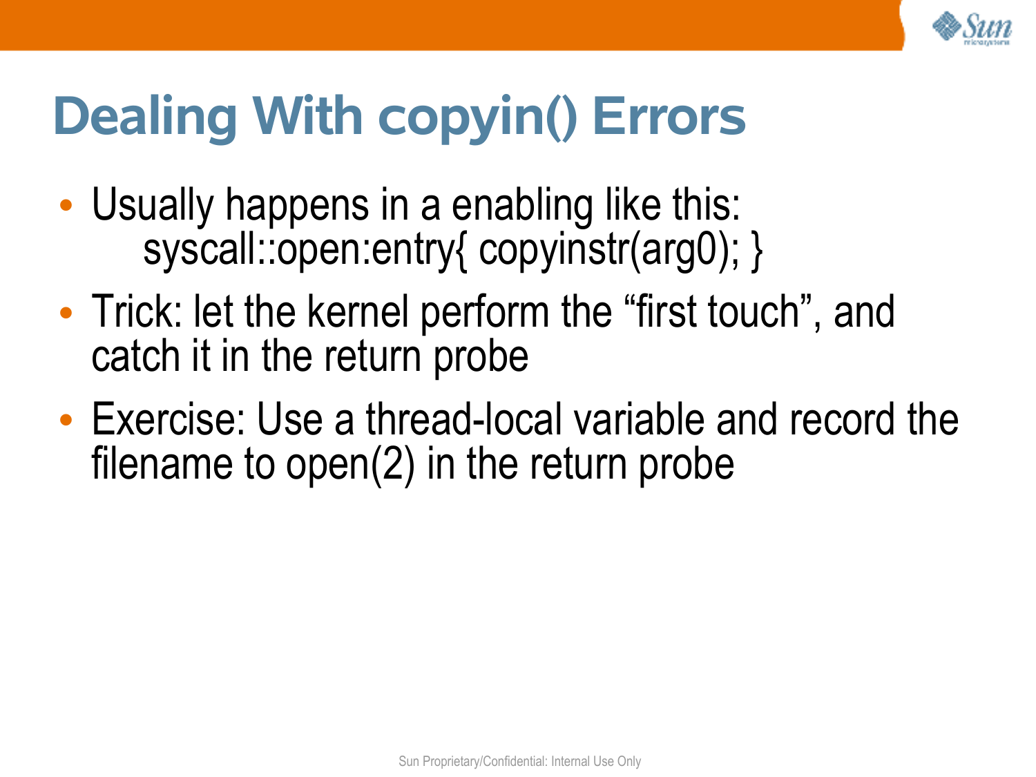# Dealing With copyin() Errors

- Usually happens in a enabling like this:
  ```
  syscall::open:entry{ copyinstr(arg0); }
  ```
- Trick: let the kernel perform the “first touch”, and catch it in the return probe
- Exercise: Use a thread-local variable and record the filename to open(2) in the return probe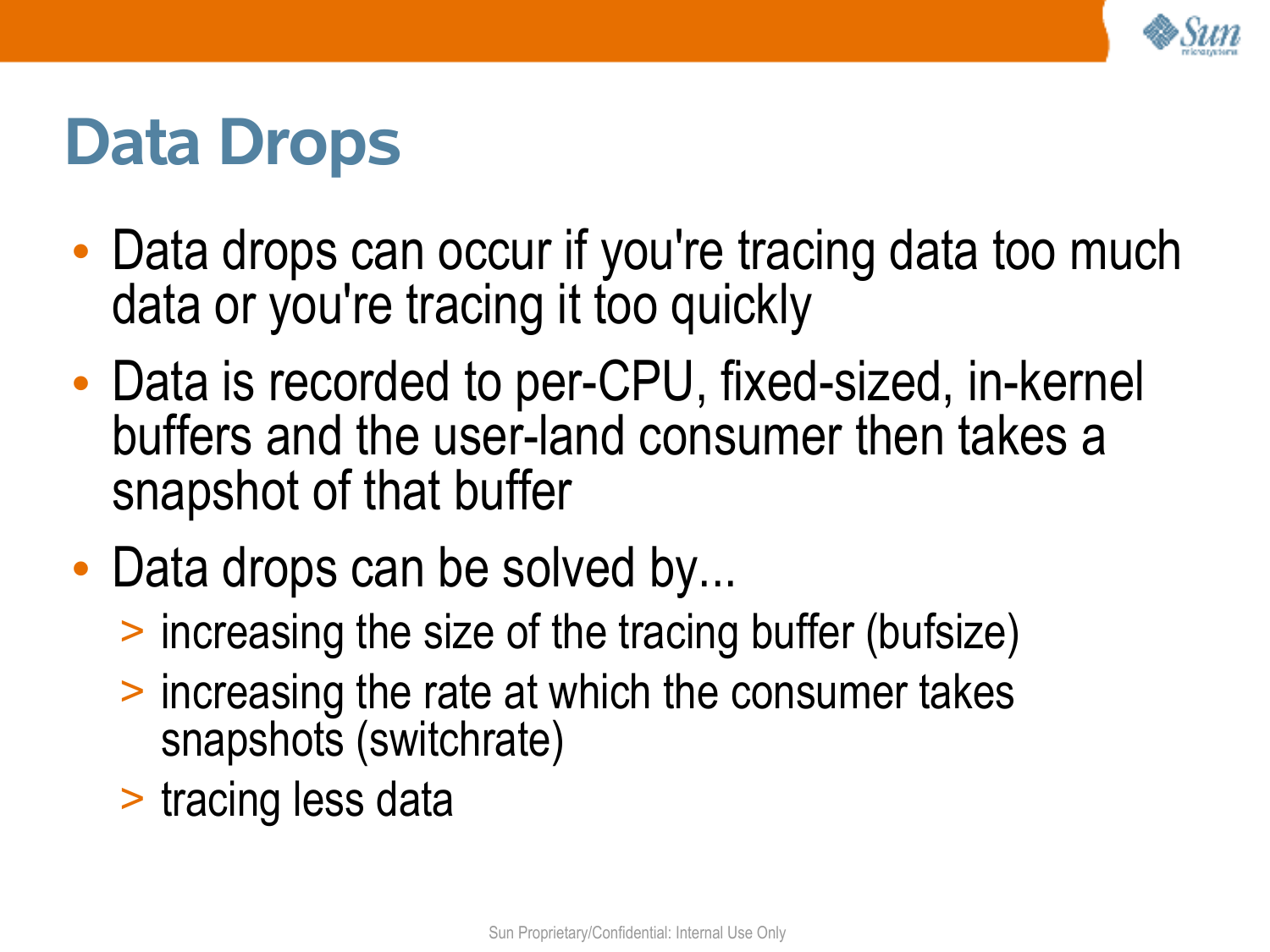# Data Drops

- Data drops can occur if you're tracing data too much data or you're tracing it too quickly
- Data is recorded to per-CPU, fixed-sized, in-kernel buffers and the user-land consumer then takes a snapshot of that buffer
- Data drops can be solved by...
  - increasing the size of the tracing buffer (bufsize)
  - increasing the rate at which the consumer takes snapshots (switchrate)
  - tracing less data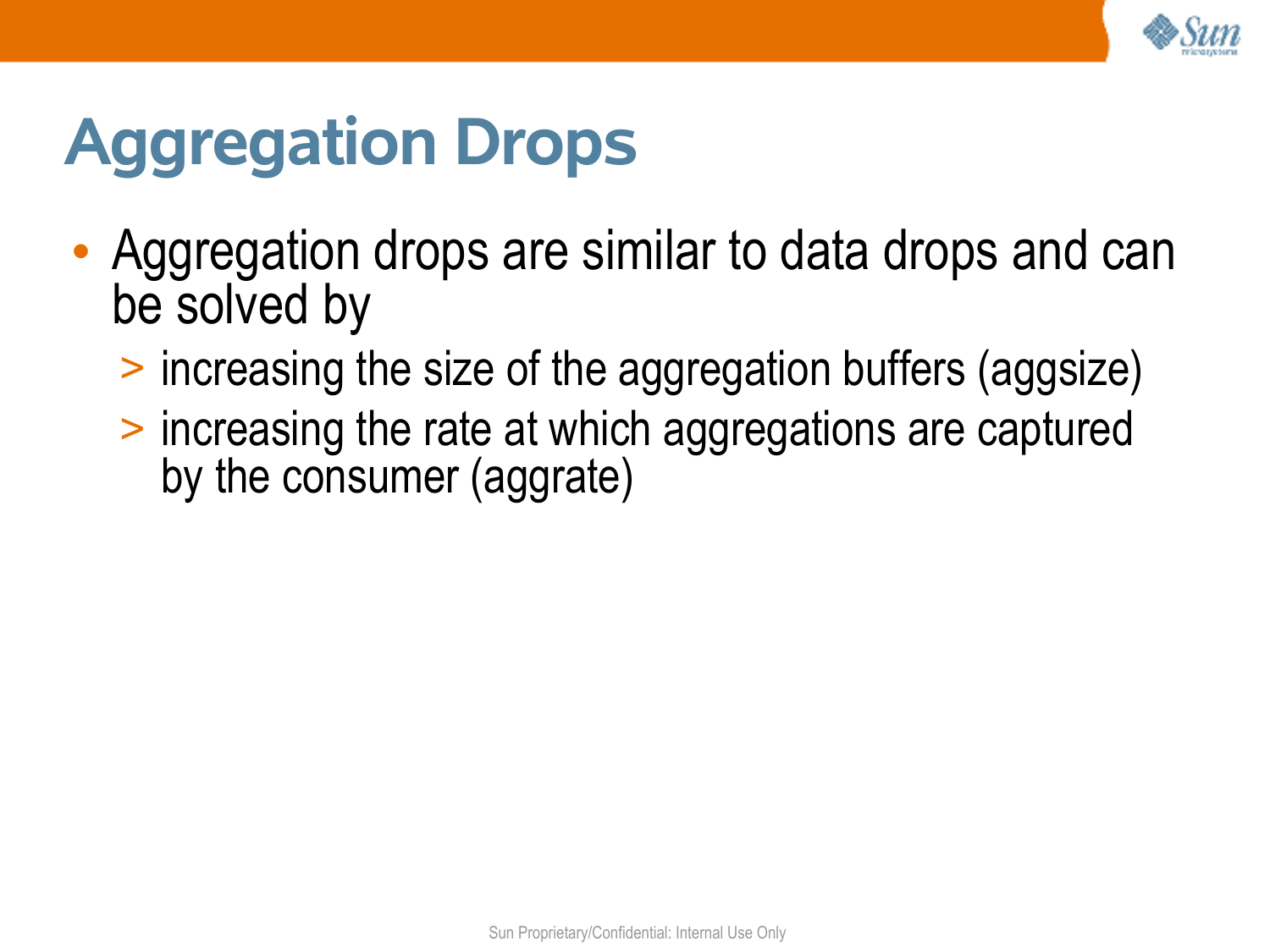# Aggregation Drops

- Aggregation drops are similar to data drops and can be solved by
  - increasing the size of the aggregation buffers (aggsize)
  - increasing the rate at which aggregations are captured by the consumer (aggrate)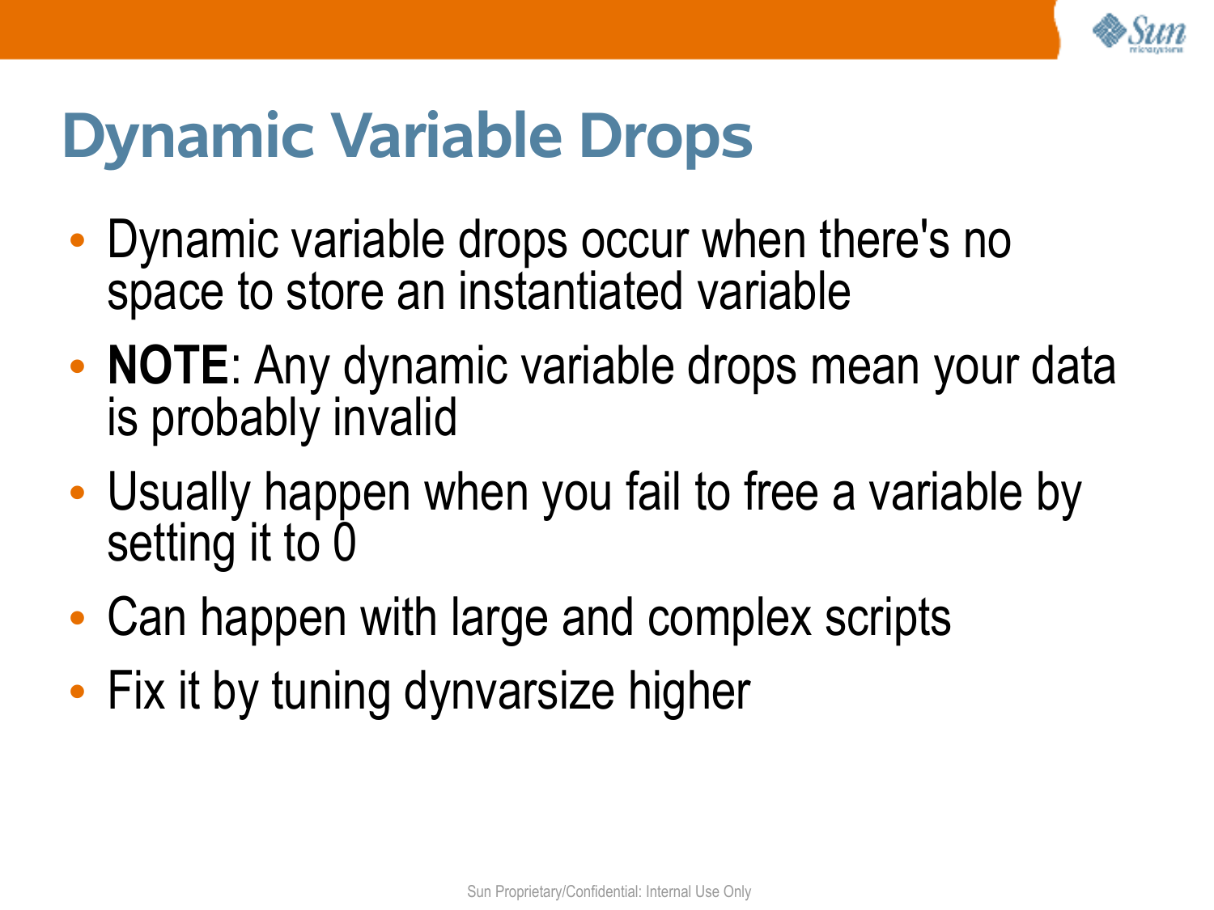# Dynamic Variable Drops

- Dynamic variable drops occur when there's no space to store an instantiated variable
- **NOTE**: Any dynamic variable drops mean your data is probably invalid
- Usually happen when you fail to free a variable by setting it to 0
- Can happen with large and complex scripts
- Fix it by tuning dynvarsize higher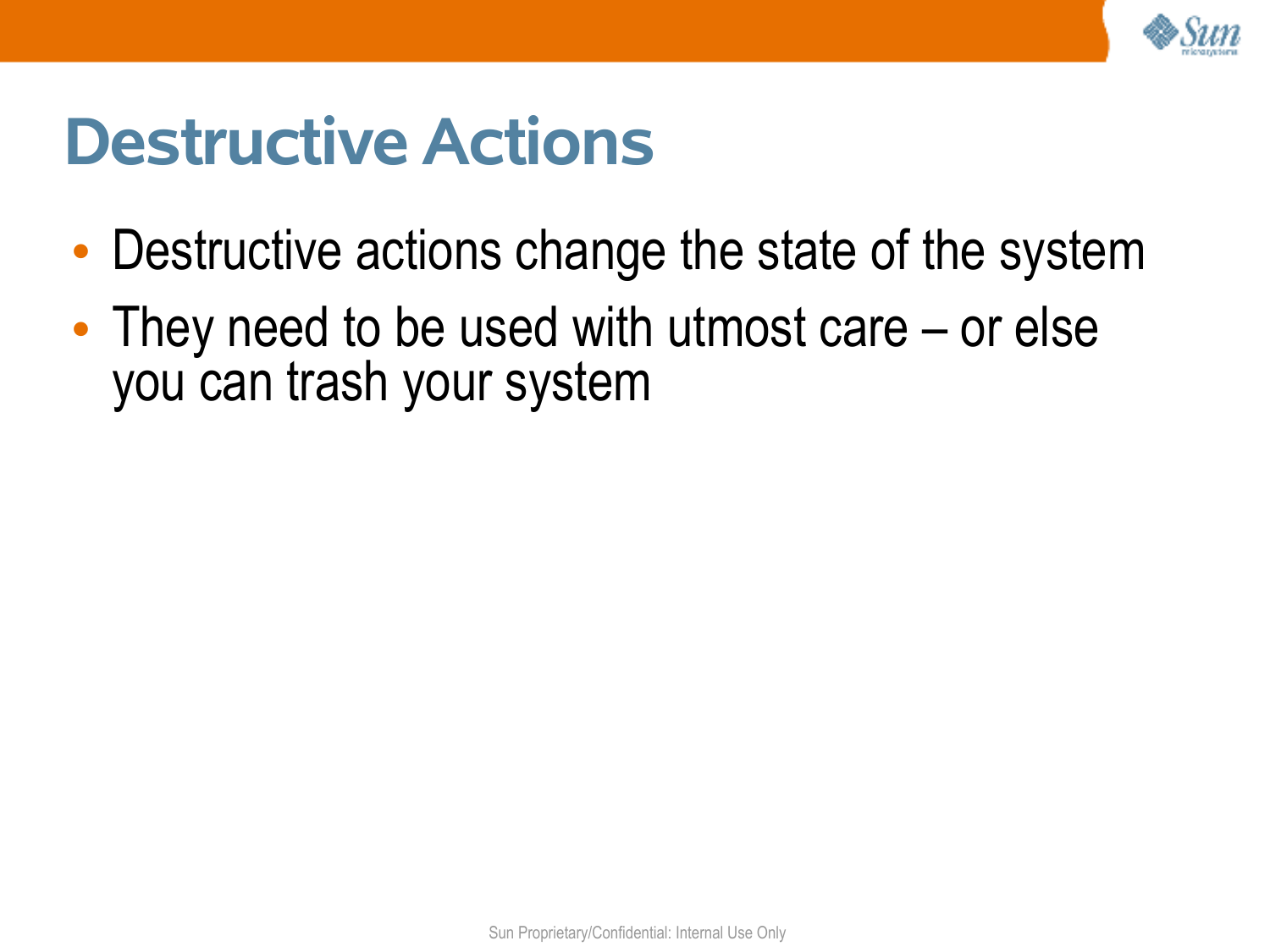# Destructive Actions

- Destructive actions change the state of the system
- They need to be used with utmost care – or else you can trash your system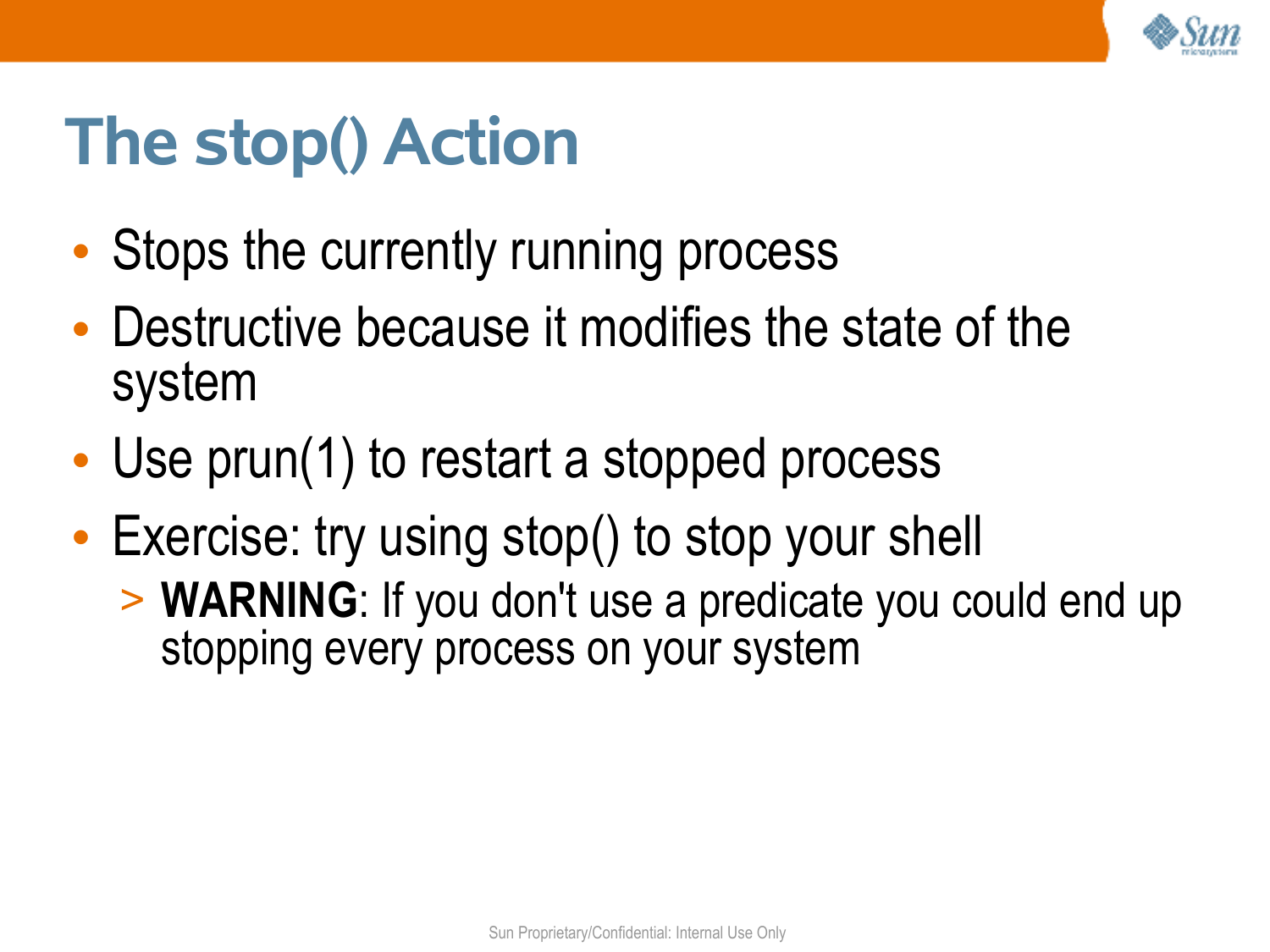# The stop() Action

- Stops the currently running process
- Destructive because it modifies the state of the system
- Use prun(1) to restart a stopped process
- Exercise: try using stop() to stop your shell
  - **WARNING**: If you don't use a predicate you could end up stopping every process on your system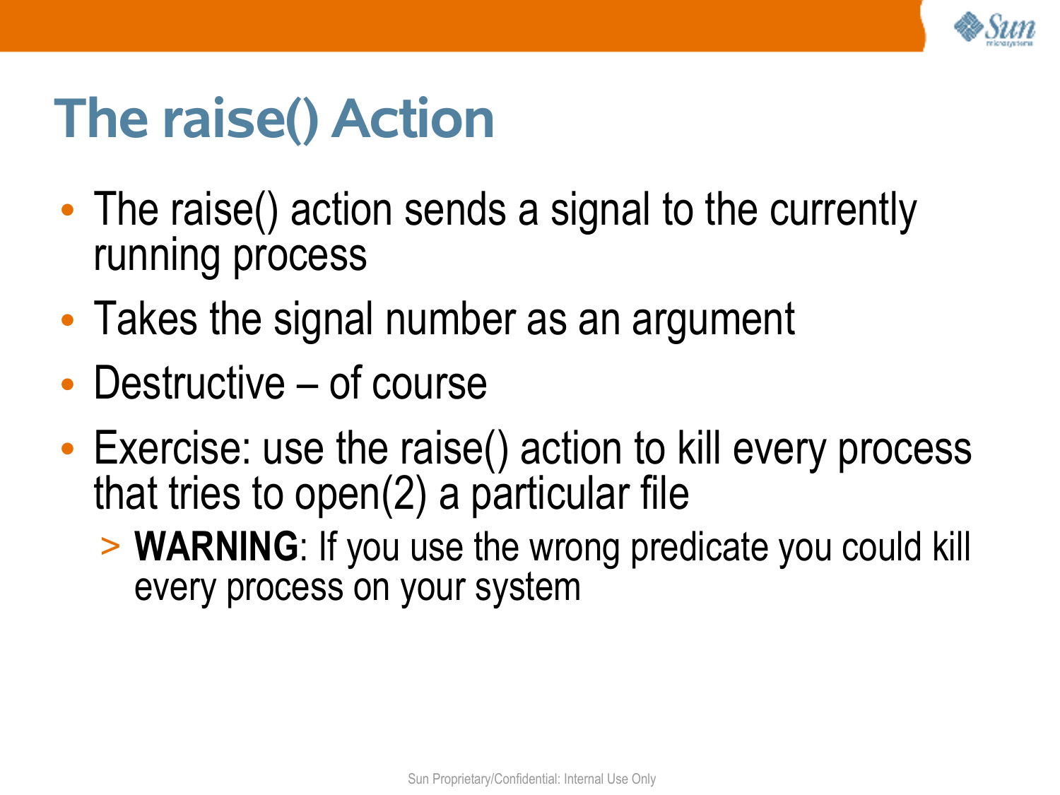# The raise() Action

- The raise() action sends a signal to the currently running process
- Takes the signal number as an argument
- Destructive – of course
- Exercise: use the raise() action to kill every process that tries to open(2) a particular file
  - **WARNING**: If you use the wrong predicate you could kill every process on your system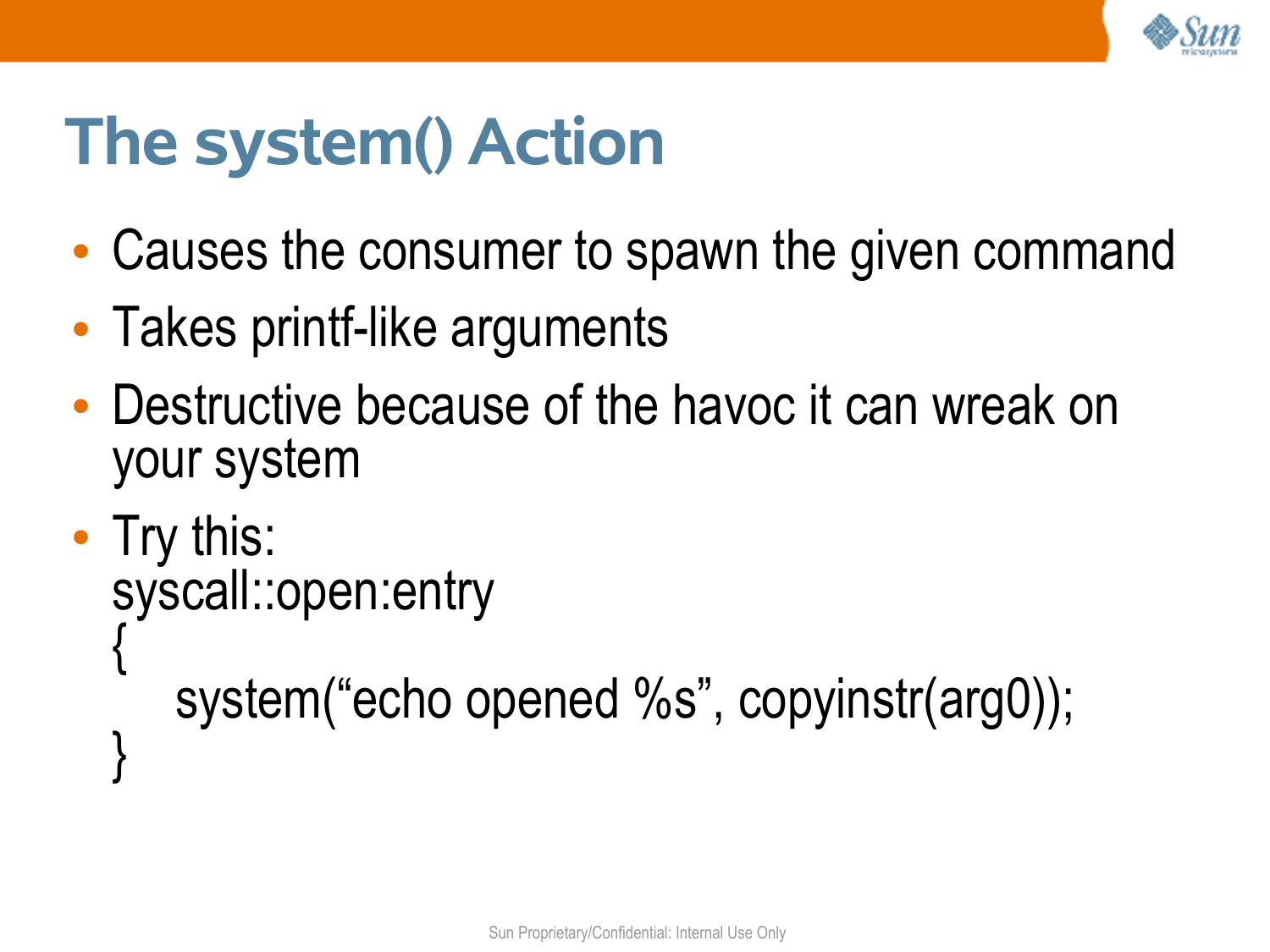# The system() Action

- Causes the consumer to spawn the given command
- Takes printf-like arguments
- Destructive because of the havoc it can wreak on your system
- Try this:

```
syscall::open:entry
{
    system(“echo opened %s”, copyinstr(arg0));
}
```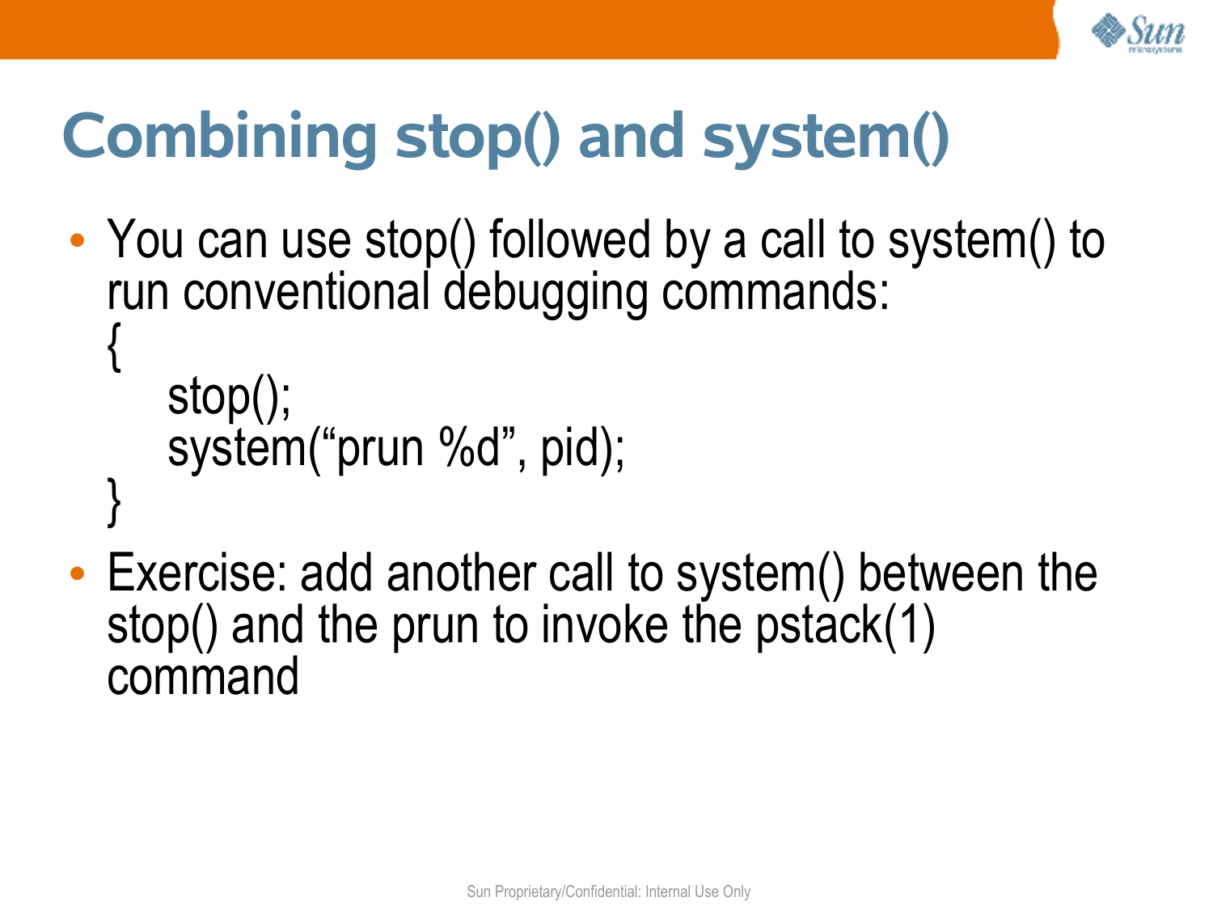# Combining stop() and system()

- You can use stop() followed by a call to system() to run conventional debugging commands:

```
{
    stop();
    system(“prun %d”, pid);
}
```

- Exercise: add another call to system() between the stop() and the prun to invoke the pstack(1) command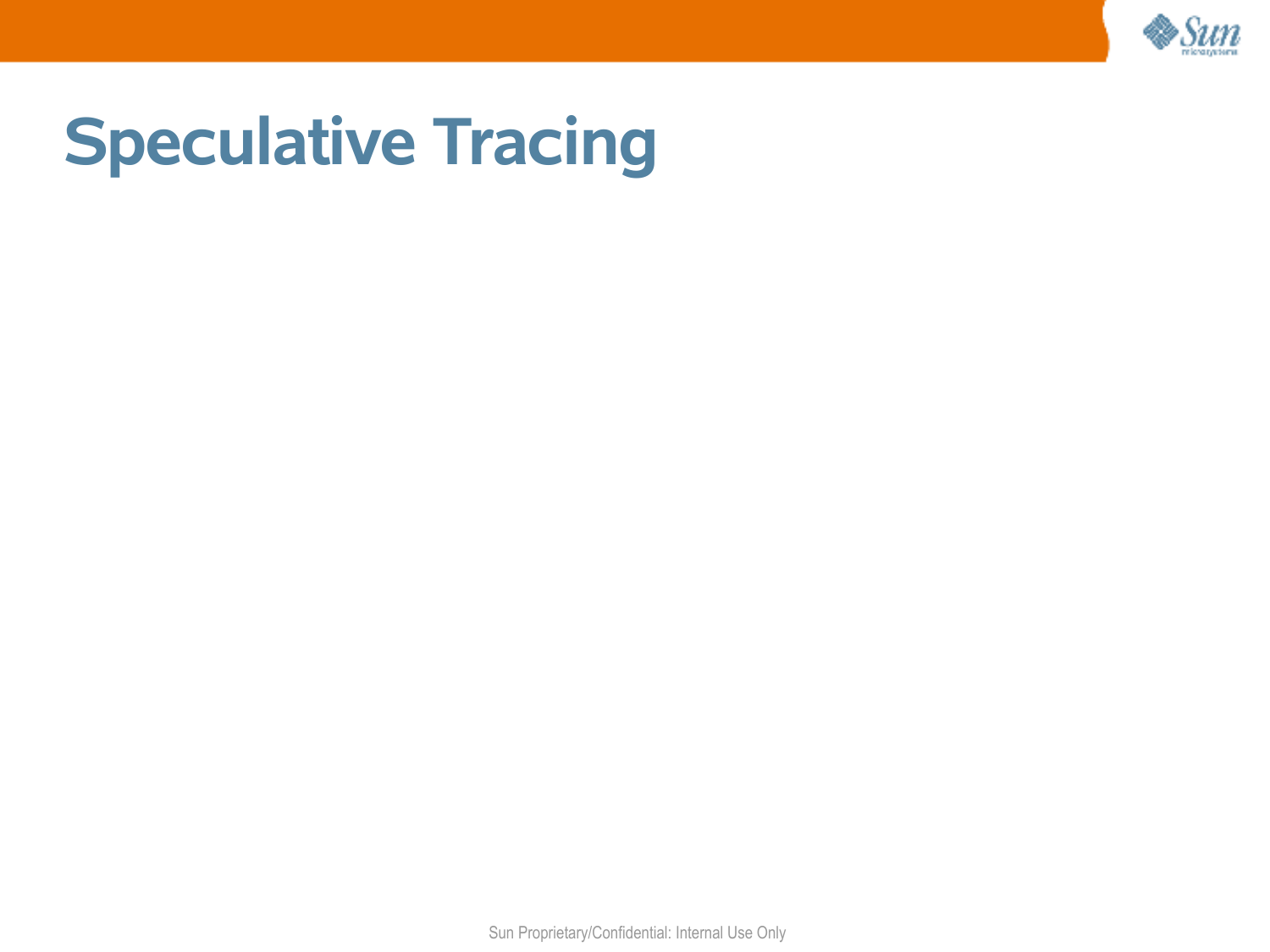# Speculative Tracing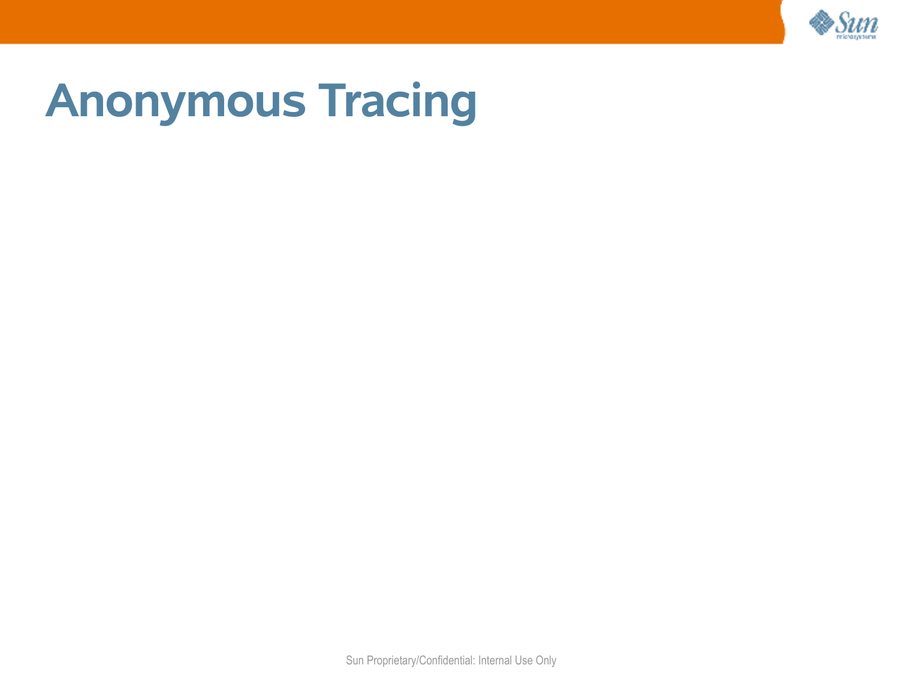# Anonymous Tracing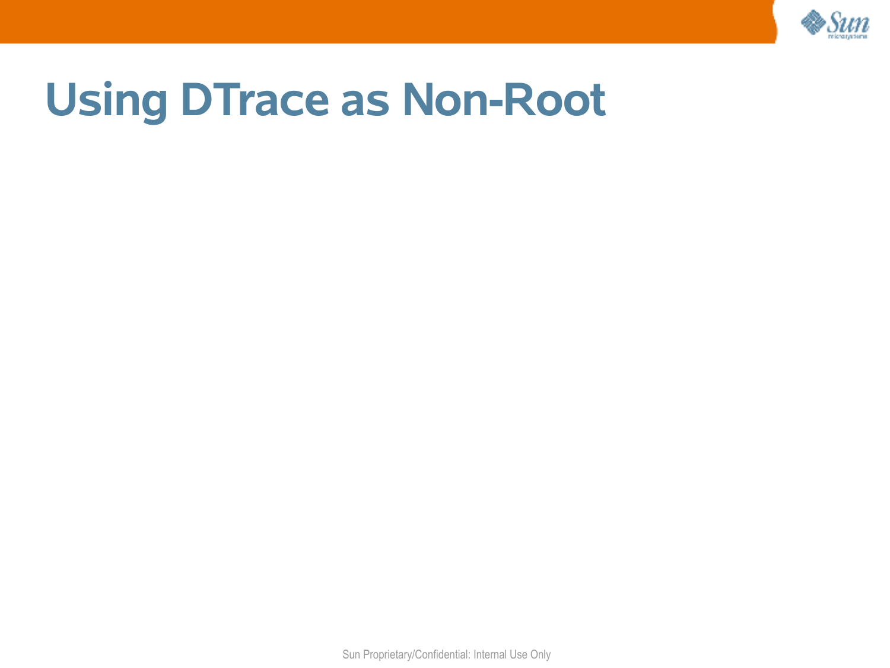# Using DTrace as Non-Root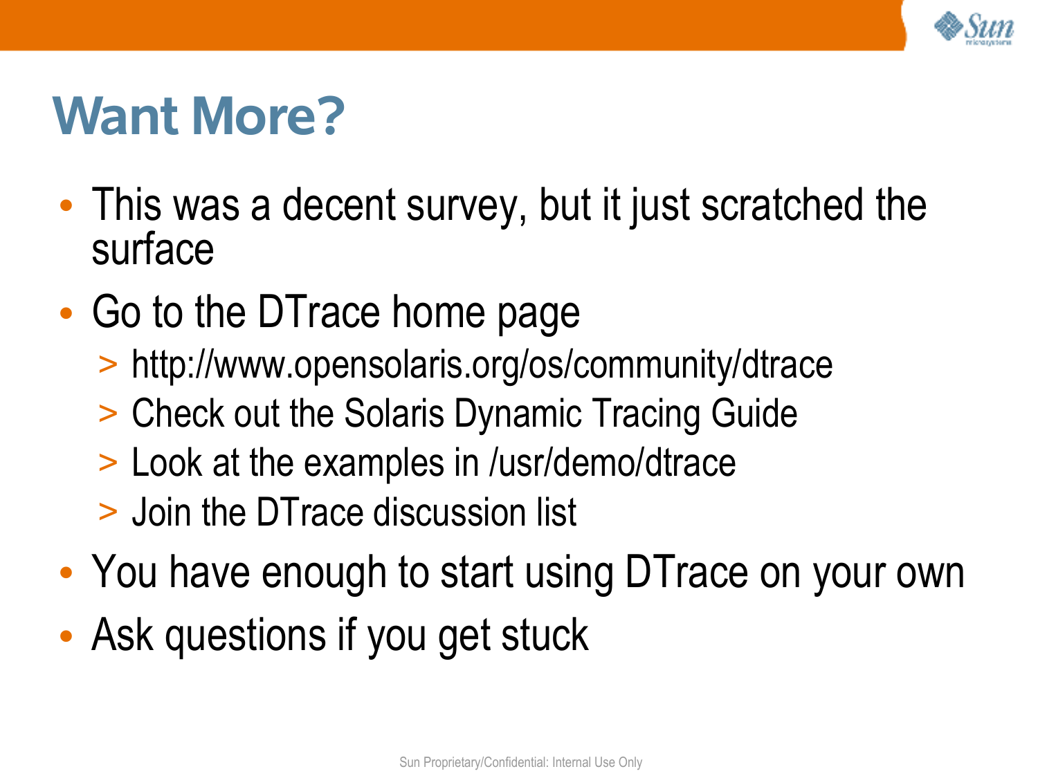# Want More?

- This was a decent survey, but it just scratched the surface
- Go to the DTrace home page
  - http://www.opensolaris.org/os/community/dtrace
  - Check out the Solaris Dynamic Tracing Guide
  - Look at the examples in /usr/demo/dtrace
  - Join the DTrace discussion list
- You have enough to start using DTrace on your own
- Ask questions if you get stuck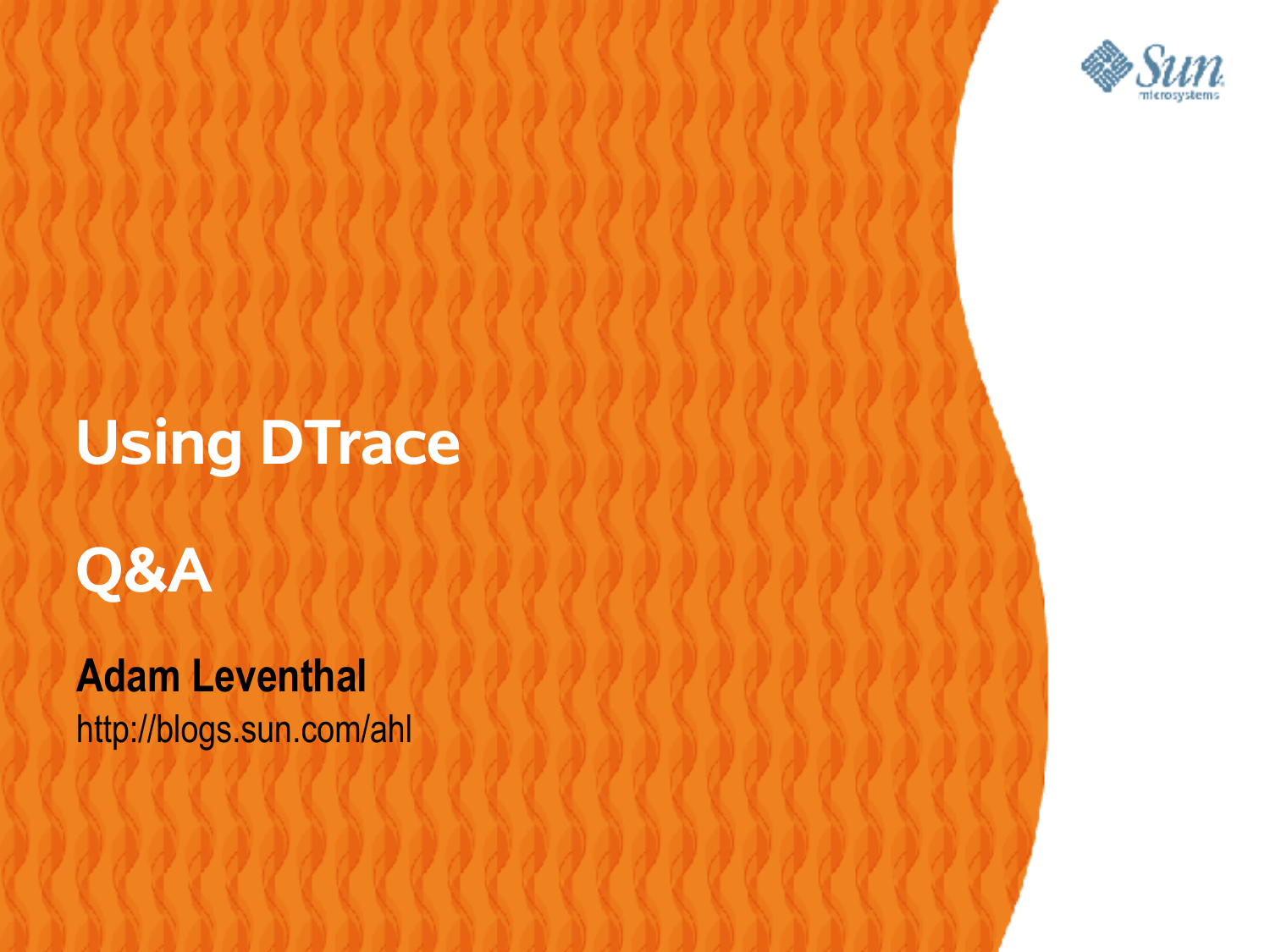# Using DTrace

# Q&A

**Adam Leventhal**

http://blogs.sun.com/ahl